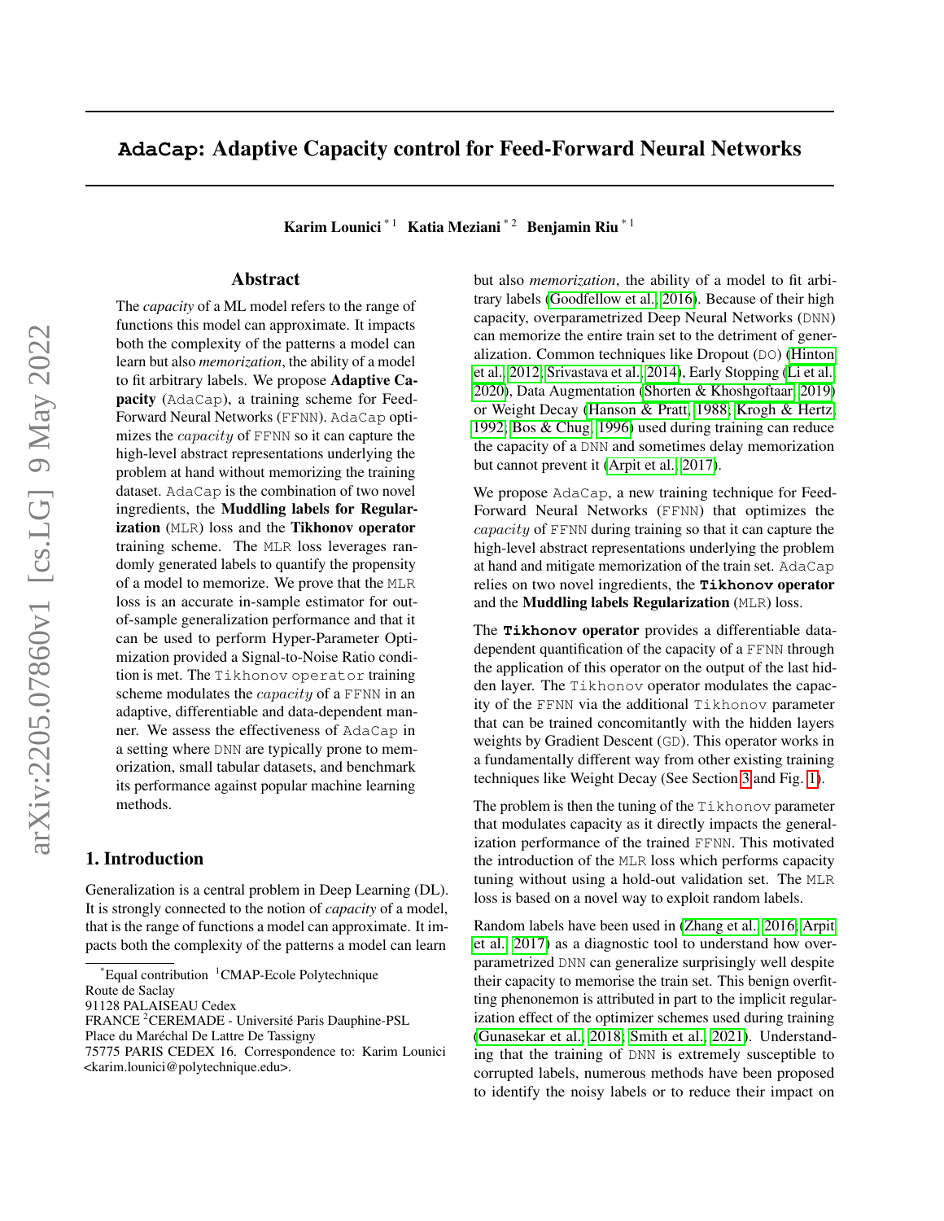# AdaCap: Adaptive Capacity control for Feed-Forward Neural Networks

**Karim Lounici** [*1] **Katia Meziani** [*2] **Benjamin Riu** [*1]

## Abstract

The *capacity* of a ML model refers to the range of functions this model can approximate. It impacts both the complexity of the patterns a model can learn but also *memorization*, the ability of a model to fit arbitrary labels. We propose **Adaptive Capacity** (AdaCap), a training scheme for Feed-Forward Neural Networks (FFNN). AdaCap optimizes the *capacity* of FFNN so it can capture the high-level abstract representations underlying the problem at hand without memorizing the training dataset. AdaCap is the combination of two novel ingredients, the **Muddling labels for Regularization** (MLR) loss and the **Tikhonov operator** training scheme. The MLR loss leverages randomly generated labels to quantify the propensity of a model to memorize. We prove that the MLR loss is an accurate in-sample estimator for out-of-sample generalization performance and that it can be used to perform Hyper-Parameter Optimization provided a Signal-to-Noise Ratio condition is met. The Tikhonov operator training scheme modulates the *capacity* of a FFNN in an adaptive, differentiable and data-dependent manner. We assess the effectiveness of AdaCap in a setting where DNN are typically prone to memorization, small tabular datasets, and benchmark its performance against popular machine learning methods.

## 1. Introduction

Generalization is a central problem in Deep Learning (DL). It is strongly connected to the notion of *capacity* of a model, that is the range of functions a model can approximate. It impacts both the complexity of the patterns a model can learn but also *memorization*, the ability of a model to fit arbitrary labels (Goodfellow et al., 2016). Because of their high capacity, overparametrized Deep Neural Networks (DNN) can memorize the entire train set to the detriment of generalization. Common techniques like Dropout (DO) (Hinton et al., 2012; Srivastava et al., 2014), Early Stopping (Li et al., 2020), Data Augmentation (Shorten & Khoshgoftaar, 2019) or Weight Decay (Hanson & Pratt, 1988; Krogh & Hertz, 1992; Bos & Chug, 1996) used during training can reduce the capacity of a DNN and sometimes delay memorization but cannot prevent it (Arpit et al., 2017).

We propose AdaCap, a new training technique for Feed-Forward Neural Networks (FFNN) that optimizes the *capacity* of FFNN during training so that it can capture the high-level abstract representations underlying the problem at hand and mitigate memorization of the train set. AdaCap relies on two novel ingredients, the **Tikhonov operator** and the **Muddling labels Regularization** (MLR) loss.

The **Tikhonov operator** provides a differentiable data-dependent quantification of the capacity of a FFNN through the application of this operator on the output of the last hidden layer. The Tikhonov operator modulates the capacity of the FFNN via the additional Tikhonov parameter that can be trained concomitantly with the hidden layers weights by Gradient Descent (GD). This operator works in a fundamentally different way from other existing training techniques like Weight Decay (See Section 3 and Fig. 1).

The problem is then the tuning of the Tikhonov parameter that modulates capacity as it directly impacts the generalization performance of the trained FFNN. This motivated the introduction of the MLR loss which performs capacity tuning without using a hold-out validation set. The MLR loss is based on a novel way to exploit random labels.

Random labels have been used in (Zhang et al., 2016; Arpit et al., 2017) as a diagnostic tool to understand how overparametrized DNN can generalize surprisingly well despite their capacity to memorise the train set. This benign overfitting phenonemon is attributed in part to the implicit regularization effect of the optimizer schemes used during training (Gunasekar et al., 2018; Smith et al., 2021). Understanding that the training of DNN is extremely susceptible to corrupted labels, numerous methods have been proposed to identify the noisy labels or to reduce their impact on

---

[*] Equal contribution [1] CMAP-Ecole Polytechnique Route de Saclay 91128 PALAISEAU Cedex FRANCE [2] CEREMADE - Université Paris Dauphine-PSL Place du Maréchal De Lattre De Tassigny 75775 PARIS CEDEX 16. Correspondence to: Karim Lounici <karim.lounici@polytechnique.edu>.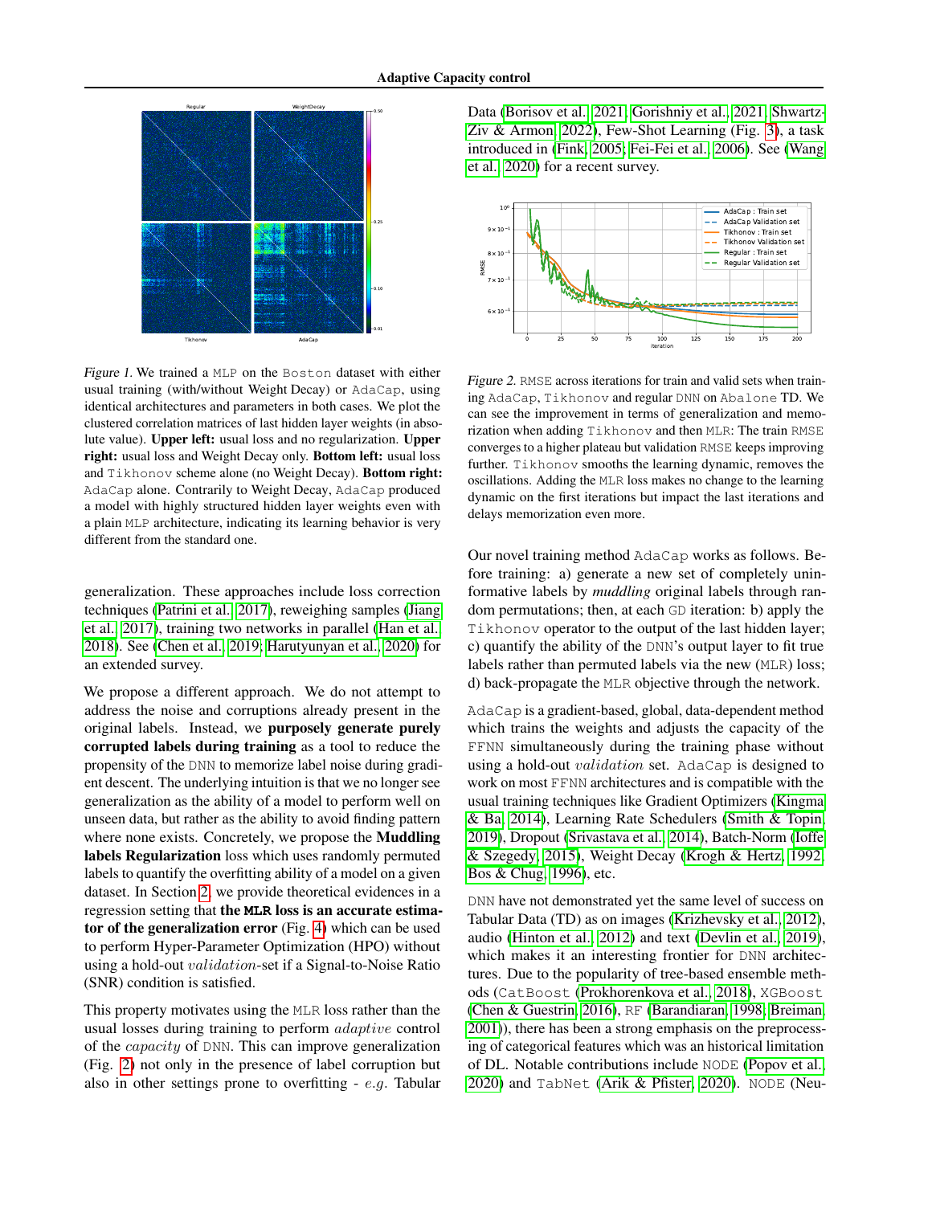*Figure 1.* We trained a MLP on the Boston dataset with either usual training (with/without Weight Decay) or AdaCap, using identical architectures and parameters in both cases. We plot the clustered correlation matrices of last hidden layer weights (in absolute value). **Upper left:** usual loss and no regularization. **Upper right:** usual loss and Weight Decay only. **Bottom left:** usual loss and Tikhonov scheme alone (no Weight Decay). **Bottom right:** AdaCap alone. Contrarily to Weight Decay, AdaCap produced a model with highly structured hidden layer weights even with a plain MLP architecture, indicating its learning behavior is very different from the standard one.

generalization. These approaches include loss correction techniques (Patrini et al., 2017), reweighing samples (Jiang et al., 2017), training two networks in parallel (Han et al., 2018). See (Chen et al., 2019; Harutyunyan et al., 2020) for an extended survey.

We propose a different approach. We do not attempt to address the noise and corruptions already present in the original labels. Instead, we **purposely generate purely corrupted labels during training** as a tool to reduce the propensity of the DNN to memorize label noise during gradient descent. The underlying intuition is that we no longer see generalization as the ability of a model to perform well on unseen data, but rather as the ability to avoid finding pattern where none exists. Concretely, we propose the **Muddling labels Regularization** loss which uses randomly permuted labels to quantify the overfitting ability of a model on a given dataset. In Section 2, we provide theoretical evidences in a regression setting that **the MLR loss is an accurate estimator of the generalization error** (Fig. 4) which can be used to perform Hyper-Parameter Optimization (HPO) without using a hold-out *validation*-set if a Signal-to-Noise Ratio (SNR) condition is satisfied.

This property motivates using the MLR loss rather than the usual losses during training to perform *adaptive* control of the *capacity* of DNN. This can improve generalization (Fig. 2) not only in the presence of label corruption but also in other settings prone to overfitting - *e.g.* Tabular Data (Borisov et al., 2021; Gorishniy et al., 2021; Shwartz-Ziv & Armon, 2022), Few-Shot Learning (Fig. 3), a task introduced in (Fink, 2005; Fei-Fei et al., 2006). See (Wang et al., 2020) for a recent survey.

*Figure 2.* RMSE across iterations for train and valid sets when training AdaCap, Tikhonov and regular DNN on Abalone TD. We can see the improvement in terms of generalization and memorization when adding Tikhonov and then MLR: The train RMSE converges to a higher plateau but validation RMSE keeps improving further. Tikhonov smooths the learning dynamic, removes the oscillations. Adding the MLR loss makes no change to the learning dynamic on the first iterations but impact the last iterations and delays memorization even more.

Our novel training method AdaCap works as follows. Before training: a) generate a new set of completely uninformative labels by *muddling* original labels through random permutations; then, at each GD iteration: b) apply the Tikhonov operator to the output of the last hidden layer; c) quantify the ability of the DNN's output layer to fit true labels rather than permuted labels via the new (MLR) loss; d) back-propagate the MLR objective through the network.

AdaCap is a gradient-based, global, data-dependent method which trains the weights and adjusts the capacity of the FFNN simultaneously during the training phase without using a hold-out *validation* set. AdaCap is designed to work on most FFNN architectures and is compatible with the usual training techniques like Gradient Optimizers (Kingma & Ba, 2014), Learning Rate Schedulers (Smith & Topin, 2019), Dropout (Srivastava et al., 2014), Batch-Norm (Ioffe & Szegedy, 2015), Weight Decay (Krogh & Hertz, 1992; Bos & Chug, 1996), etc.

DNN have not demonstrated yet the same level of success on Tabular Data (TD) as on images (Krizhevsky et al., 2012), audio (Hinton et al., 2012) and text (Devlin et al., 2019), which makes it an interesting frontier for DNN architectures. Due to the popularity of tree-based ensemble methods (CatBoost (Prokhorenkova et al., 2018), XGBoost (Chen & Guestrin, 2016), RF (Barandiaran, 1998; Breiman, 2001)), there has been a strong emphasis on the preprocessing of categorical features which was an historical limitation of DL. Notable contributions include NODE (Popov et al., 2020) and TabNet (Arik & Pfister, 2020). NODE (Neu-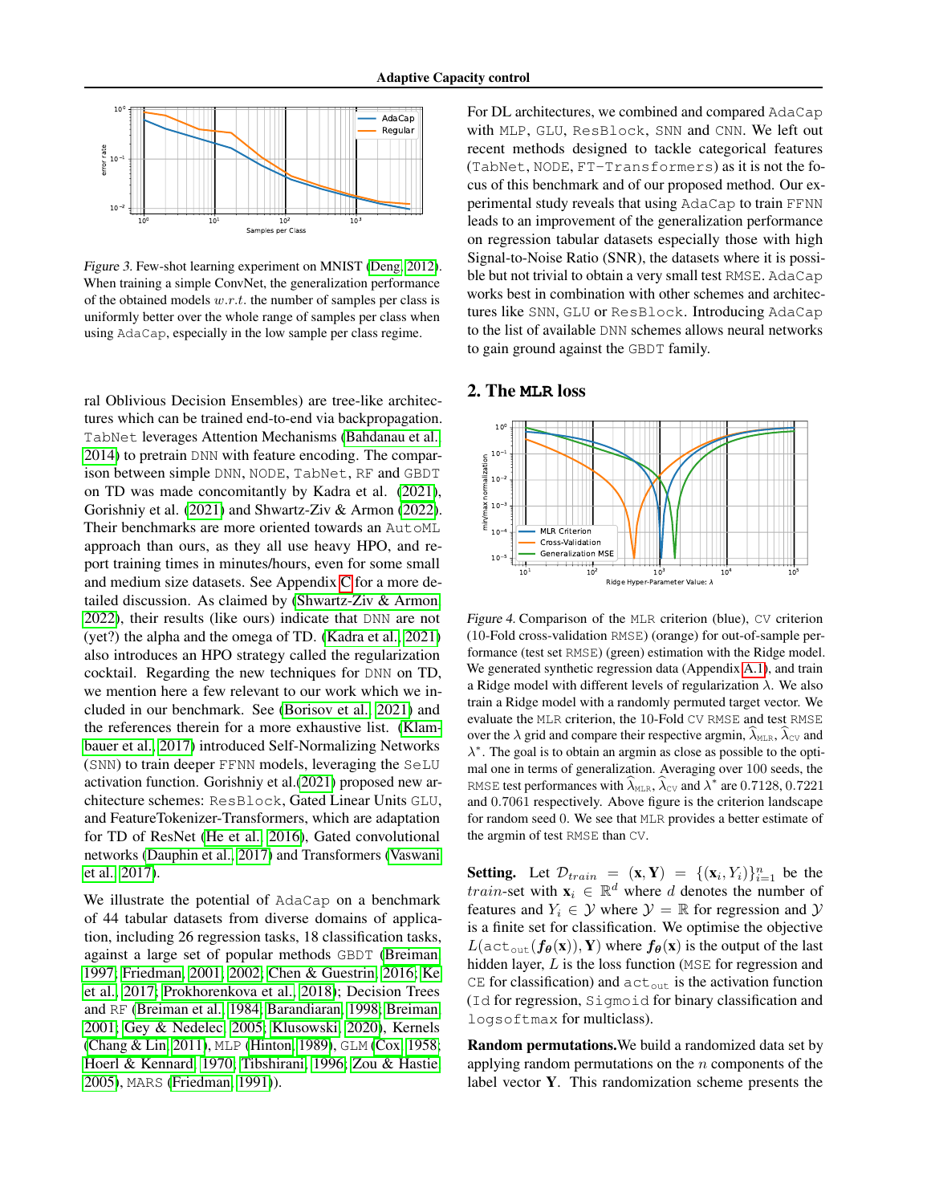*Figure 3.* Few-shot learning experiment on MNIST (Deng, 2012). When training a simple ConvNet, the generalization performance of the obtained models $w.r.t.$ the number of samples per class is uniformly better over the whole range of samples per class when using AdaCap, especially in the low sample per class regime.

ral Oblivious Decision Ensembles) are tree-like architectures which can be trained end-to-end via backpropagation. TabNet leverages Attention Mechanisms (Bahdanau et al., 2014) to pretrain DNN with feature encoding. The comparison between simple DNN, NODE, TabNet, RF and GBDT on TD was made concomitantly by Kadra et al. (2021), Gorishniy et al. (2021) and Shwartz-Ziv & Armon (2022). Their benchmarks are more oriented towards an AutoML approach than ours, as they all use heavy HPO, and report training times in minutes/hours, even for some small and medium size datasets. See Appendix C for a more detailed discussion. As claimed by (Shwartz-Ziv & Armon, 2022), their results (like ours) indicate that DNN are not (yet?) the alpha and the omega of TD. (Kadra et al., 2021) also introduces an HPO strategy called the regularization cocktail. Regarding the new techniques for DNN on TD, we mention here a few relevant to our work which we included in our benchmark. See (Borisov et al., 2021) and the references therein for a more exhaustive list. (Klambauer et al., 2017) introduced Self-Normalizing Networks (SNN) to train deeper FFNN models, leveraging the SeLU activation function. Gorishniy et al.(2021) proposed new architecture schemes: ResBlock, Gated Linear Units GLU, and FeatureTokenizer-Transformers, which are adaptation for TD of ResNet (He et al., 2016), Gated convolutional networks (Dauphin et al., 2017) and Transformers (Vaswani et al., 2017).

We illustrate the potential of AdaCap on a benchmark of 44 tabular datasets from diverse domains of application, including 26 regression tasks, 18 classification tasks, against a large set of popular methods GBDT (Breiman, 1997; Friedman, 2001; 2002; Chen & Guestrin, 2016; Ke et al., 2017; Prokhorenkova et al., 2018); Decision Trees and RF (Breiman et al., 1984; Barandiaran, 1998; Breiman, 2001; Gey & Nedelec, 2005; Klusowski, 2020), Kernels (Chang & Lin, 2011), MLP (Hinton, 1989), GLM (Cox, 1958; Hoerl & Kennard, 1970; Tibshirani, 1996; Zou & Hastie, 2005), MARS (Friedman, 1991)).

For DL architectures, we combined and compared AdaCap with MLP, GLU, ResBlock, SNN and CNN. We left out recent methods designed to tackle categorical features (TabNet, NODE, FT-Transformers) as it is not the focus of this benchmark and of our proposed method. Our experimental study reveals that using AdaCap to train FFNN leads to an improvement of the generalization performance on regression tabular datasets especially those with high Signal-to-Noise Ratio (SNR), the datasets where it is possible but not trivial to obtain a very small test RMSE. AdaCap works best in combination with other schemes and architectures like SNN, GLU or ResBlock. Introducing AdaCap to the list of available DNN schemes allows neural networks to gain ground against the GBDT family.

## 2. The MLR loss

*Figure 4.* Comparison of the MLR criterion (blue), CV criterion (10-Fold cross-validation RMSE) (orange) for out-of-sample performance (test set RMSE) (green) estimation with the Ridge model. We generated synthetic regression data (Appendix A.1), and train a Ridge model with different levels of regularization $\lambda$. We also train a Ridge model with a randomly permuted target vector. We evaluate the MLR criterion, the 10-Fold CV RMSE and test RMSE over the $\lambda$ grid and compare their respective argmin, $\widehat{\lambda}_{\text{MLR}}$, $\widehat{\lambda}_{\text{CV}}$ and $\lambda^*$. The goal is to obtain an argmin as close as possible to the optimal one in terms of generalization. Averaging over 100 seeds, the RMSE test performances with $\widehat{\lambda}_{\text{MLR}}$, $\widehat{\lambda}_{\text{CV}}$ and $\lambda^*$ are 0.7128, 0.7221 and 0.7061 respectively. Above figure is the criterion landscape for random seed 0. We see that MLR provides a better estimate of the argmin of test RMSE than CV.

**Setting.** Let $\mathcal{D}_{train} = (\mathbf{x}, \mathbf{Y}) = \{(\mathbf{x}_i, Y_i)\}_{i=1}^n$ be the *train*-set with $\mathbf{x}_i \in \mathbb{R}^d$ where $d$ denotes the number of features and $Y_i \in \mathcal{Y}$ where $\mathcal{Y} = \mathbb{R}$ for regression and $\mathcal{Y}$ is a finite set for classification. We optimise the objective $L(\texttt{act}_{\texttt{out}}(\boldsymbol{f_\theta}(\mathbf{x})), \mathbf{Y})$ where $\boldsymbol{f_\theta}(\mathbf{x})$ is the output of the last hidden layer, $L$ is the loss function (MSE for regression and CE for classification) and $\texttt{act}_{\texttt{out}}$ is the activation function (Id for regression, Sigmoid for binary classification and logsoftmax for multiclass).

**Random permutations.** We build a randomized data set by applying random permutations on the $n$ components of the label vector $\mathbf{Y}$. This randomization scheme presents the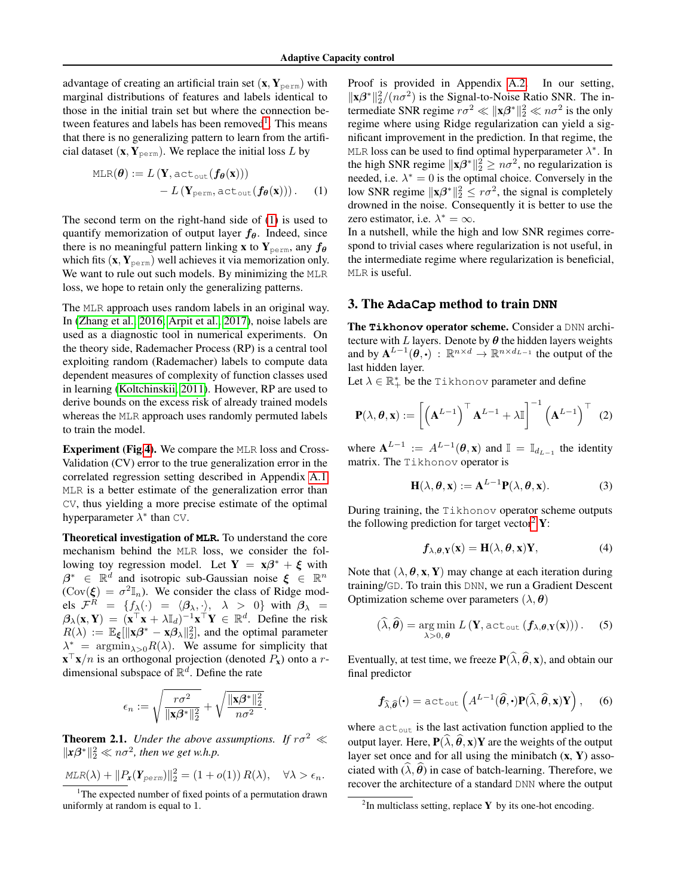advantage of creating an artificial train set $(\mathbf{x}, \mathbf{Y}_{\texttt{perm}})$ with marginal distributions of features and labels identical to those in the initial train set but where the connection between features and labels has been removed[1]. This means that there is no generalizing pattern to learn from the artificial dataset $(\mathbf{x}, \mathbf{Y}_{\texttt{perm}})$. We replace the initial loss $L$ by

$$\texttt{MLR}(\boldsymbol{\theta}) := L\left(\mathbf{Y}, \texttt{act}_{\texttt{out}}(\boldsymbol{f_\theta}(\mathbf{x}))\right) - L\left(\mathbf{Y}_{\texttt{perm}}, \texttt{act}_{\texttt{out}}(\boldsymbol{f_\theta}(\mathbf{x}))\right). \quad (1)$$

The second term on the right-hand side of (1) is used to quantify memorization of output layer $\boldsymbol{f_\theta}$. Indeed, since there is no meaningful pattern linking $\mathbf{x}$ to $\mathbf{Y}_{\texttt{perm}}$, any $\boldsymbol{f_\theta}$ which fits $(\mathbf{x}, \mathbf{Y}_{\texttt{perm}})$ well achieves it via memorization only. We want to rule out such models. By minimizing the MLR loss, we hope to retain only the generalizing patterns.

The MLR approach uses random labels in an original way. In (Zhang et al., 2016; Arpit et al., 2017), noise labels are used as a diagnostic tool in numerical experiments. On the theory side, Rademacher Process (RP) is a central tool exploiting random (Rademacher) labels to compute data dependent measures of complexity of function classes used in learning (Koltchinskii, 2011). However, RP are used to derive bounds on the excess risk of already trained models whereas the MLR approach uses randomly permuted labels to train the model.

**Experiment (Fig 4).** We compare the MLR loss and Cross-Validation (CV) error to the true generalization error in the correlated regression setting described in Appendix A.1. MLR is a better estimate of the generalization error than CV, thus yielding a more precise estimate of the optimal hyperparameter $\lambda^*$ than CV.

**Theoretical investigation of MLR.** To understand the core mechanism behind the MLR loss, we consider the following toy regression model. Let $\mathbf{Y} = \mathbf{x}\boldsymbol{\beta}^* + \boldsymbol{\xi}$ with $\boldsymbol{\beta}^* \in \mathbb{R}^d$ and isotropic sub-Gaussian noise $\boldsymbol{\xi} \in \mathbb{R}^n$ ($\mathrm{Cov}(\boldsymbol{\xi}) = \sigma^2 \mathbb{I}_n$). We consider the class of Ridge models $\mathcal{F}^R = \{f_\lambda(\cdot) = \langle \boldsymbol{\beta}_\lambda, \cdot\rangle,\ \lambda > 0\}$ with $\boldsymbol{\beta}_\lambda = \boldsymbol{\beta}_\lambda(\mathbf{x}, \mathbf{Y}) = (\mathbf{x}^\top\mathbf{x} + \lambda\mathbb{I}_d)^{-1}\mathbf{x}^\top\mathbf{Y} \in \mathbb{R}^d$. Define the risk $R(\lambda) := \mathbb{E}_{\boldsymbol{\xi}}[\|\mathbf{x}\boldsymbol{\beta}^* - \mathbf{x}\boldsymbol{\beta}_\lambda\|_2^2]$, and the optimal parameter $\lambda^* = \mathrm{argmin}_{\lambda>0} R(\lambda)$. We assume for simplicity that $\mathbf{x}^\top\mathbf{x}/n$ is an orthogonal projection (denoted $P_{\mathbf{x}}$) onto a $r$-dimensional subspace of $\mathbb{R}^d$. Define the rate

$$\epsilon_n := \sqrt{\frac{r\sigma^2}{\|\mathbf{x}\boldsymbol{\beta}^*\|_2^2}} + \sqrt{\frac{\|\mathbf{x}\boldsymbol{\beta}^*\|_2^2}{n\sigma^2}}.$$

**Theorem 2.1.** *Under the above assumptions. If $r\sigma^2 \ll \|\boldsymbol{x}\boldsymbol{\beta}^*\|_2^2 \ll n\sigma^2$, then we get w.h.p.*

$$\textit{MLR}(\lambda) + \|P_{\boldsymbol{x}}(\mathbf{Y}_{\textit{perm}})\|_2^2 = (1 + o(1))\, R(\lambda), \quad \forall \lambda > \epsilon_n.$$

Proof is provided in Appendix A.2. In our setting, $\|\mathbf{x}\boldsymbol{\beta}^*\|_2^2/(n\sigma^2)$ is the Signal-to-Noise Ratio SNR. The intermediate SNR regime $r\sigma^2 \ll \|\mathbf{x}\boldsymbol{\beta}^*\|_2^2 \ll n\sigma^2$ is the only regime where using Ridge regularization can yield a significant improvement in the prediction. In that regime, the MLR loss can be used to find optimal hyperparameter $\lambda^*$. In the high SNR regime $\|\mathbf{x}\boldsymbol{\beta}^*\|_2^2 \geq n\sigma^2$, no regularization is needed, i.e. $\lambda^* = 0$ is the optimal choice. Conversely in the low SNR regime $\|\mathbf{x}\boldsymbol{\beta}^*\|_2^2 \leq r\sigma^2$, the signal is completely drowned in the noise. Consequently it is better to use the zero estimator, i.e. $\lambda^* = \infty$.

In a nutshell, while the high and low SNR regimes correspond to trivial cases where regularization is not useful, in the intermediate regime where regularization is beneficial, MLR is useful.

## 3. The **AdaCap** method to train **DNN**

**The Tikhonov operator scheme.** Consider a DNN architecture with $L$ layers. Denote by $\boldsymbol{\theta}$ the hidden layers weights and by $\mathbf{A}^{L-1}(\boldsymbol{\theta}, \bullet) : \mathbb{R}^{n\times d} \to \mathbb{R}^{n\times d_{L-1}}$ the output of the last hidden layer.

Let $\lambda \in \mathbb{R}_+^*$ be the Tikhonov parameter and define

$$\mathbf{P}(\lambda, \boldsymbol{\theta}, \mathbf{x}) := \left[\left(\mathbf{A}^{L-1}\right)^\top \mathbf{A}^{L-1} + \lambda\mathbb{I}\right]^{-1}\left(\mathbf{A}^{L-1}\right)^\top \quad (2)$$

where $\mathbf{A}^{L-1} := A^{L-1}(\boldsymbol{\theta}, \mathbf{x})$ and $\mathbb{I} = \mathbb{I}_{d_{L-1}}$ the identity matrix. The Tikhonov operator is

$$\mathbf{H}(\lambda, \boldsymbol{\theta}, \mathbf{x}) := \mathbf{A}^{L-1}\mathbf{P}(\lambda, \boldsymbol{\theta}, \mathbf{x}). \quad (3)$$

During training, the Tikhonov operator scheme outputs the following prediction for target vector[2] $\mathbf{Y}$:

$$\boldsymbol{f}_{\lambda,\boldsymbol{\theta},\mathbf{Y}}(\mathbf{x}) = \mathbf{H}(\lambda, \boldsymbol{\theta}, \mathbf{x})\mathbf{Y}, \quad (4)$$

Note that $(\lambda, \boldsymbol{\theta}, \mathbf{x}, \mathbf{Y})$ may change at each iteration during training/GD. To train this DNN, we run a Gradient Descent Optimization scheme over parameters $(\lambda, \boldsymbol{\theta})$

$$(\widehat{\lambda}, \widehat{\boldsymbol{\theta}}) = \underset{\lambda>0,\, \boldsymbol{\theta}}{\arg\min}\; L\left(\mathbf{Y}, \texttt{act}_{\texttt{out}}\left(\boldsymbol{f}_{\lambda,\boldsymbol{\theta},\mathbf{Y}}(\mathbf{x})\right)\right). \quad (5)$$

Eventually, at test time, we freeze $\mathbf{P}(\widehat{\lambda}, \widehat{\boldsymbol{\theta}}, \mathbf{x})$, and obtain our final predictor

$$\boldsymbol{f}_{\widehat{\lambda},\widehat{\boldsymbol{\theta}}}(\bullet) = \texttt{act}_{\texttt{out}}\left(A^{L-1}(\widehat{\boldsymbol{\theta}}, \bullet)\mathbf{P}(\widehat{\lambda}, \widehat{\boldsymbol{\theta}}, \mathbf{x})\mathbf{Y}\right), \quad (6)$$

where $\texttt{act}_{\texttt{out}}$ is the last activation function applied to the output layer. Here, $\mathbf{P}(\widehat{\lambda}, \widehat{\boldsymbol{\theta}}, \mathbf{x})\mathbf{Y}$ are the weights of the output layer set once and for all using the minibatch $(\mathbf{x}, \mathbf{Y})$ associated with $(\widehat{\lambda}, \widehat{\boldsymbol{\theta}})$ in case of batch-learning. Therefore, we recover the architecture of a standard DNN where the output

---

[1] The expected number of fixed points of a permutation drawn uniformly at random is equal to 1.

[2] In multiclass setting, replace $\mathbf{Y}$ by its one-hot encoding.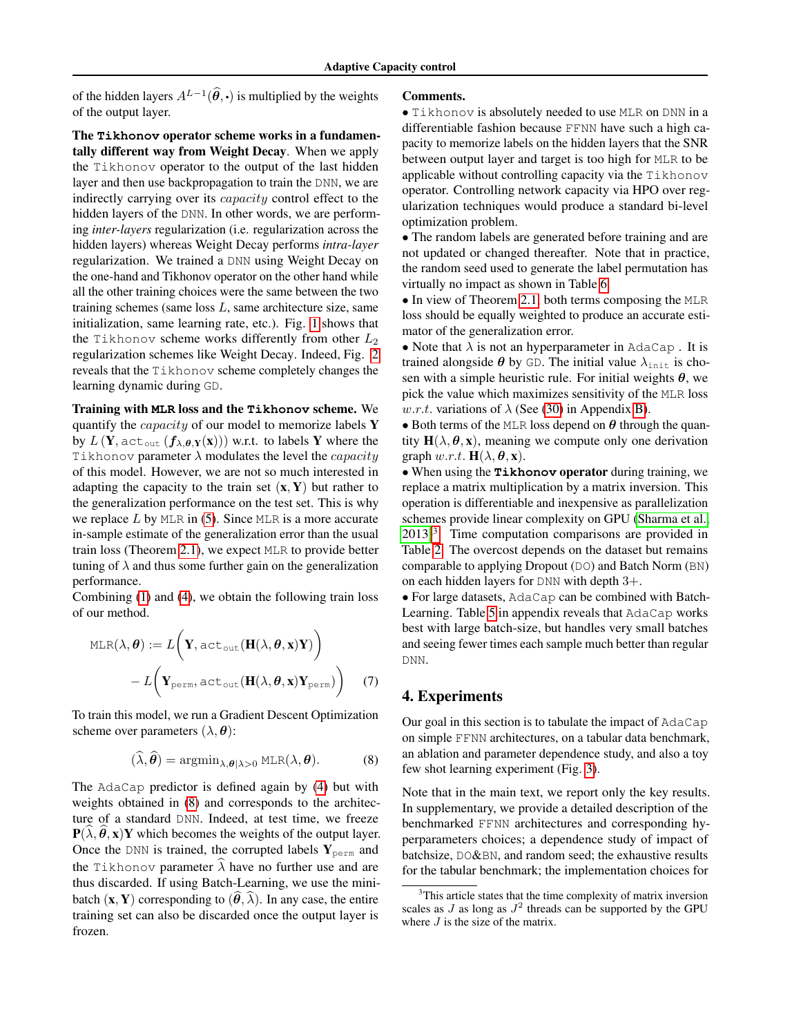of the hidden layers $A^{L-1}(\widehat{\boldsymbol{\theta}}, \cdot)$ is multiplied by the weights of the output layer.

**The Tikhonov operator scheme works in a fundamentally different way from Weight Decay**. When we apply the Tikhonov operator to the output of the last hidden layer and then use backpropagation to train the DNN, we are indirectly carrying over its *capacity* control effect to the hidden layers of the DNN. In other words, we are performing *inter-layers* regularization (i.e. regularization across the hidden layers) whereas Weight Decay performs *intra-layer* regularization. We trained a DNN using Weight Decay on the one-hand and Tikhonov operator on the other hand while all the other training choices were the same between the two training schemes (same loss $L$, same architecture size, same initialization, same learning rate, etc.). Fig. 1 shows that the Tikhonov scheme works differently from other $L_2$ regularization schemes like Weight Decay. Indeed, Fig. 2 reveals that the Tikhonov scheme completely changes the learning dynamic during GD.

**Training with MLR loss and the Tikhonov scheme.** We quantify the *capacity* of our model to memorize labels $\mathbf{Y}$ by $L\left(\mathbf{Y}, \texttt{act}_{\texttt{out}}\left(\boldsymbol{f}_{\lambda,\boldsymbol{\theta},\mathbf{Y}}(\mathbf{x})\right)\right)$ w.r.t. to labels $\mathbf{Y}$ where the Tikhonov parameter $\lambda$ modulates the level the *capacity* of this model. However, we are not so much interested in adapting the capacity to the train set $(\mathbf{x}, \mathbf{Y})$ but rather to the generalization performance on the test set. This is why we replace $L$ by MLR in (5). Since MLR is a more accurate in-sample estimate of the generalization error than the usual train loss (Theorem 2.1), we expect MLR to provide better tuning of $\lambda$ and thus some further gain on the generalization performance.

Combining (1) and (4), we obtain the following train loss of our method.

$$
\begin{aligned}
\texttt{MLR}(\lambda, \boldsymbol{\theta}) :=\; & L\Big(\mathbf{Y}, \texttt{act}_{\texttt{out}}(\mathbf{H}(\lambda, \boldsymbol{\theta}, \mathbf{x})\mathbf{Y})\Big) \\
& - L\Big(\mathbf{Y}_{\texttt{perm}}, \texttt{act}_{\texttt{out}}(\mathbf{H}(\lambda, \boldsymbol{\theta}, \mathbf{x})\mathbf{Y}_{\texttt{perm}})\Big) \qquad (7)
\end{aligned}
$$

To train this model, we run a Gradient Descent Optimization scheme over parameters $(\lambda, \boldsymbol{\theta})$:

$$
(\widehat{\lambda}, \widehat{\boldsymbol{\theta}}) = \operatorname{argmin}_{\lambda, \boldsymbol{\theta} | \lambda > 0} \texttt{MLR}(\lambda, \boldsymbol{\theta}). \qquad (8)
$$

The AdaCap predictor is defined again by (4) but with weights obtained in (8) and corresponds to the architecture of a standard DNN. Indeed, at test time, we freeze $\mathbf{P}(\widehat{\lambda}, \widehat{\boldsymbol{\theta}}, \mathbf{x})\mathbf{Y}$ which becomes the weights of the output layer. Once the DNN is trained, the corrupted labels $\mathbf{Y}_{\texttt{perm}}$ and the Tikhonov parameter $\widehat{\lambda}$ have no further use and are thus discarded. If using Batch-Learning, we use the minibatch $(\mathbf{x}, \mathbf{Y})$ corresponding to $(\widehat{\boldsymbol{\theta}}, \widehat{\lambda})$. In any case, the entire training set can also be discarded once the output layer is frozen.

**Comments.**

- Tikhonov is absolutely needed to use MLR on DNN in a differentiable fashion because FFNN have such a high capacity to memorize labels on the hidden layers that the SNR between output layer and target is too high for MLR to be applicable without controlling capacity via the Tikhonov operator. Controlling network capacity via HPO over regularization techniques would produce a standard bi-level optimization problem.
- The random labels are generated before training and are not updated or changed thereafter. Note that in practice, the random seed used to generate the label permutation has virtually no impact as shown in Table 6.
- In view of Theorem 2.1, both terms composing the MLR loss should be equally weighted to produce an accurate estimator of the generalization error.
- Note that $\lambda$ is not an hyperparameter in AdaCap . It is trained alongside $\boldsymbol{\theta}$ by GD. The initial value $\lambda_{\texttt{init}}$ is chosen with a simple heuristic rule. For initial weights $\boldsymbol{\theta}$, we pick the value which maximizes sensitivity of the MLR loss $w.r.t.$ variations of $\lambda$ (See (30) in Appendix B).
- Both terms of the MLR loss depend on $\boldsymbol{\theta}$ through the quantity $\mathbf{H}(\lambda, \boldsymbol{\theta}, \mathbf{x})$, meaning we compute only one derivation graph $w.r.t.$ $\mathbf{H}(\lambda, \boldsymbol{\theta}, \mathbf{x})$.
- When using the **Tikhonov operator** during training, we replace a matrix multiplication by a matrix inversion. This operation is differentiable and inexpensive as parallelization schemes provide linear complexity on GPU (Sharma et al., 2013)[3]. Time computation comparisons are provided in Table 2. The overcost depends on the dataset but remains comparable to applying Dropout (DO) and Batch Norm (BN) on each hidden layers for DNN with depth 3+.
- For large datasets, AdaCap can be combined with Batch-Learning. Table 5 in appendix reveals that AdaCap works best with large batch-size, but handles very small batches and seeing fewer times each sample much better than regular DNN.

## 4. Experiments

Our goal in this section is to tabulate the impact of AdaCap on simple FFNN architectures, on a tabular data benchmark, an ablation and parameter dependence study, and also a toy few shot learning experiment (Fig. 3).

Note that in the main text, we report only the key results. In supplementary, we provide a detailed description of the benchmarked FFNN architectures and corresponding hyperparameters choices; a dependence study of impact of batchsize, DO&BN, and random seed; the exhaustive results for the tabular benchmark; the implementation choices for

[3] This article states that the time complexity of matrix inversion scales as $J$ as long as $J^2$ threads can be supported by the GPU where $J$ is the size of the matrix.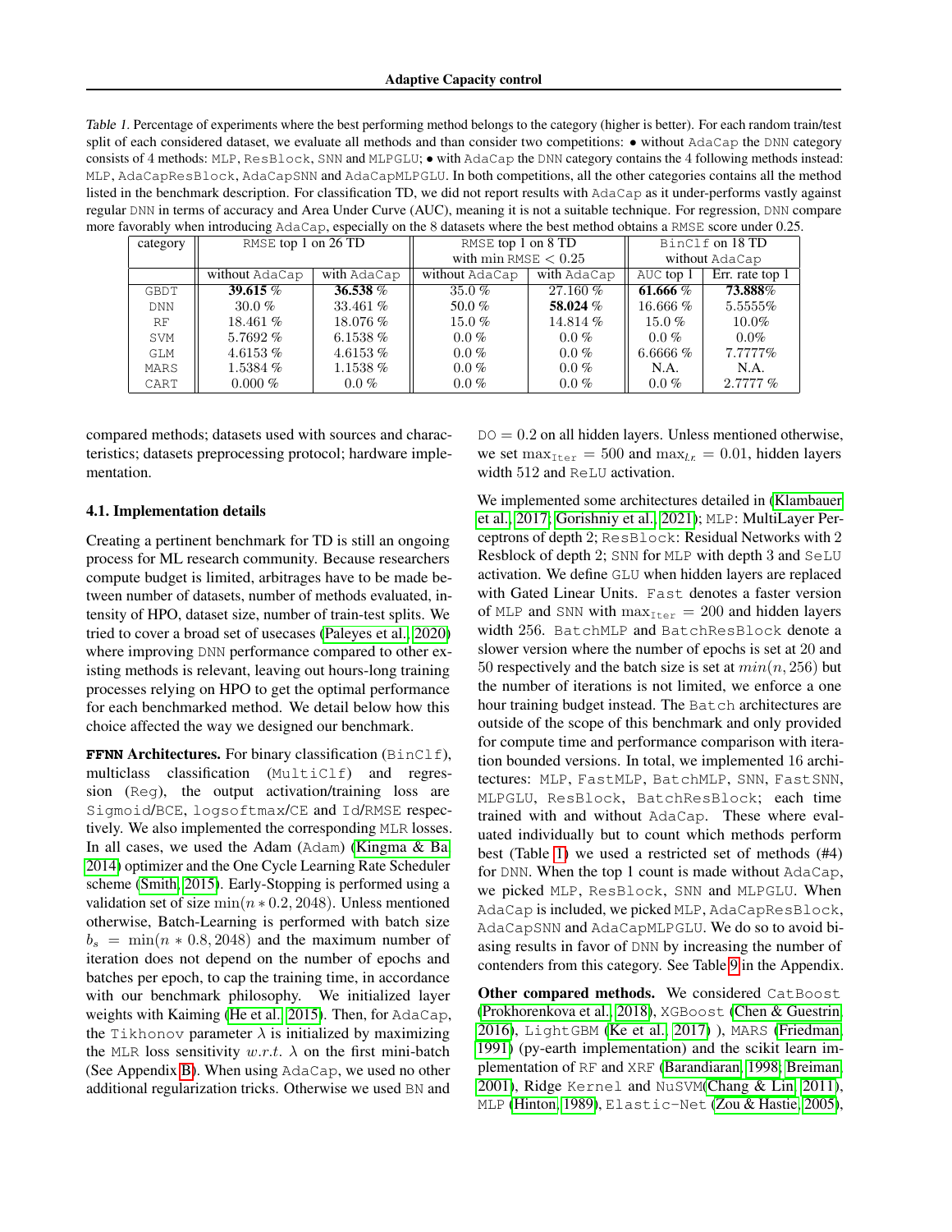Table 1. Percentage of experiments where the best performing method belongs to the category (higher is better). For each random train/test split of each considered dataset, we evaluate all methods and than consider two competitions: • without AdaCap the DNN category consists of 4 methods: MLP, ResBlock, SNN and MLPGLU; • with AdaCap the DNN category contains the 4 following methods instead: MLP, AdaCapResBlock, AdaCapSNN and AdaCapMLPGLU. In both competitions, all the other categories contains all the method listed in the benchmark description. For classification TD, we did not report results with AdaCap as it under-performs vastly against regular DNN in terms of accuracy and Area Under Curve (AUC), meaning it is not a suitable technique. For regression, DNN compare more favorably when introducing AdaCap, especially on the 8 datasets where the best method obtains a RMSE score under 0.25.

| category | RMSE top 1 on 26 TD | | RMSE top 1 on 8 TD with min RMSE $< 0.25$ | | BinClf on 18 TD without AdaCap | |
|---|---|---|---|---|---|---|
| | without AdaCap | with AdaCap | without AdaCap | with AdaCap | AUC top 1 | Err. rate top 1 |
| GBDT | **39.615 %** | **36.538 %** | 35.0 % | 27.160 % | **61.666 %** | **73.888%** |
| DNN | 30.0 % | 33.461 % | 50.0 % | **58.024 %** | 16.666 % | 5.5555% |
| RF | 18.461 % | 18.076 % | 15.0 % | 14.814 % | 15.0 % | 10.0% |
| SVM | 5.7692 % | 6.1538 % | 0.0 % | 0.0 % | 0.0 % | 0.0% |
| GLM | 4.6153 % | 4.6153 % | 0.0 % | 0.0 % | 6.6666 % | 7.7777% |
| MARS | 1.5384 % | 1.1538 % | 0.0 % | 0.0 % | N.A. | N.A. |
| CART | 0.000 % | 0.0 % | 0.0 % | 0.0 % | 0.0 % | 2.7777 % |

compared methods; datasets used with sources and characteristics; datasets preprocessing protocol; hardware implementation.

### 4.1. Implementation details

Creating a pertinent benchmark for TD is still an ongoing process for ML research community. Because researchers compute budget is limited, arbitrages have to be made between number of datasets, number of methods evaluated, intensity of HPO, dataset size, number of train-test splits. We tried to cover a broad set of usecases (Paleyes et al., 2020) where improving DNN performance compared to other existing methods is relevant, leaving out hours-long training processes relying on HPO to get the optimal performance for each benchmarked method. We detail below how this choice affected the way we designed our benchmark.

**FFNN Architectures.** For binary classification (BinClf), multiclass classification (MultiClf) and regression (Reg), the output activation/training loss are Sigmoid/BCE, logsoftmax/CE and Id/RMSE respectively. We also implemented the corresponding MLR losses. In all cases, we used the Adam (Adam) (Kingma & Ba, 2014) optimizer and the One Cycle Learning Rate Scheduler scheme (Smith, 2015). Early-Stopping is performed using a validation set of size $\min(n * 0.2, 2048)$. Unless mentioned otherwise, Batch-Learning is performed with batch size $b_s = \min(n * 0.8, 2048)$ and the maximum number of iteration does not depend on the number of epochs and batches per epoch, to cap the training time, in accordance with our benchmark philosophy. We initialized layer weights with Kaiming (He et al., 2015). Then, for AdaCap, the Tikhonov parameter $\lambda$ is initialized by maximizing the MLR loss sensitivity $w.r.t.$ $\lambda$ on the first mini-batch (See Appendix B). When using AdaCap, we used no other additional regularization tricks. Otherwise we used BN and DO $= 0.2$ on all hidden layers. Unless mentioned otherwise, we set $\max_{\text{Iter}} = 500$ and $\max_{l.r.} = 0.01$, hidden layers width 512 and ReLU activation.

We implemented some architectures detailed in (Klambauer et al., 2017; Gorishniy et al., 2021); MLP: MultiLayer Perceptrons of depth 2; ResBlock: Residual Networks with 2 Resblock of depth 2; SNN for MLP with depth 3 and SeLU activation. We define GLU when hidden layers are replaced with Gated Linear Units. Fast denotes a faster version of MLP and SNN with $\max_{\text{Iter}} = 200$ and hidden layers width 256. BatchMLP and BatchResBlock denote a slower version where the number of epochs is set at 20 and 50 respectively and the batch size is set at $min(n, 256)$ but the number of iterations is not limited, we enforce a one hour training budget instead. The Batch architectures are outside of the scope of this benchmark and only provided for compute time and performance comparison with iteration bounded versions. In total, we implemented 16 architectures: MLP, FastMLP, BatchMLP, SNN, FastSNN, MLPGLU, ResBlock, BatchResBlock; each time trained with and without AdaCap. These where evaluated individually but to count which methods perform best (Table 1) we used a restricted set of methods (#4) for DNN. When the top 1 count is made without AdaCap, we picked MLP, ResBlock, SNN and MLPGLU. When AdaCap is included, we picked MLP, AdaCapResBlock, AdaCapSNN and AdaCapMLPGLU. We do so to avoid biasing results in favor of DNN by increasing the number of contenders from this category. See Table 9 in the Appendix.

**Other compared methods.** We considered CatBoost (Prokhorenkova et al., 2018), XGBoost (Chen & Guestrin, 2016), LightGBM (Ke et al., 2017) ), MARS (Friedman, 1991) (py-earth implementation) and the scikit learn implementation of RF and XRF (Barandiaran, 1998; Breiman, 2001), Ridge Kernel and NuSVM(Chang & Lin, 2011), MLP (Hinton, 1989), Elastic-Net (Zou & Hastie, 2005),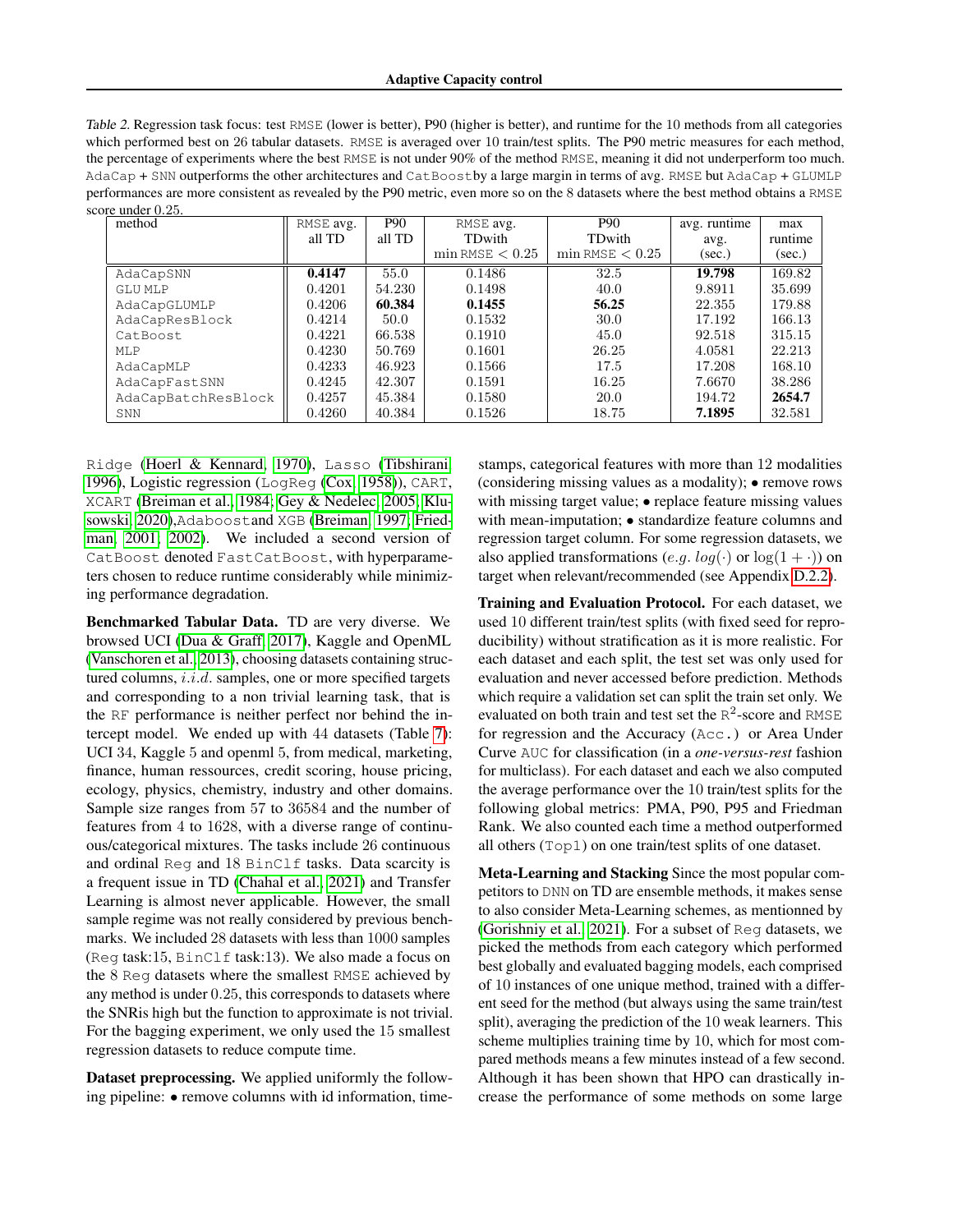Table 2. Regression task focus: test RMSE (lower is better), P90 (higher is better), and runtime for the 10 methods from all categories which performed best on 26 tabular datasets. RMSE is averaged over 10 train/test splits. The P90 metric measures for each method, the percentage of experiments where the best RMSE is not under 90% of the method RMSE, meaning it did not underperform too much. AdaCap + SNN outperforms the other architectures and CatBoost by a large margin in terms of avg. RMSE but AdaCap + GLUMLP performances are more consistent as revealed by the P90 metric, even more so on the 8 datasets where the best method obtains a RMSE score under 0.25.

| method | RMSE avg. all TD | P90 all TD | RMSE avg. TDwith $\min \text{RMSE} < 0.25$ | P90 TDwith $\min \text{RMSE} < 0.25$ | avg. runtime avg. (sec.) | max runtime (sec.) |
|---|---|---|---|---|---|---|
| AdaCapSNN | **0.4147** | 55.0 | 0.1486 | 32.5 | **19.798** | 169.82 |
| GLU MLP | 0.4201 | 54.230 | 0.1498 | 40.0 | 9.8911 | 35.699 |
| AdaCapGLUMLP | 0.4206 | **60.384** | **0.1455** | **56.25** | 22.355 | 179.88 |
| AdaCapResBlock | 0.4214 | 50.0 | 0.1532 | 30.0 | 17.192 | 166.13 |
| CatBoost | 0.4221 | 66.538 | 0.1910 | 45.0 | 92.518 | 315.15 |
| MLP | 0.4230 | 50.769 | 0.1601 | 26.25 | 4.0581 | 22.213 |
| AdaCapMLP | 0.4233 | 46.923 | 0.1566 | 17.5 | 17.208 | 168.10 |
| AdaCapFastSNN | 0.4245 | 42.307 | 0.1591 | 16.25 | 7.6670 | 38.286 |
| AdaCapBatchResBlock | 0.4257 | 45.384 | 0.1580 | 20.0 | 194.72 | **2654.7** |
| SNN | 0.4260 | 40.384 | 0.1526 | 18.75 | **7.1895** | 32.581 |

Ridge (Hoerl & Kennard, 1970), Lasso (Tibshirani, 1996), Logistic regression (LogReg (Cox, 1958)), CART, XCART (Breiman et al., 1984; Gey & Nedelec, 2005; Klusowski, 2020),Adaboost and XGB (Breiman, 1997; Friedman, 2001; 2002). We included a second version of CatBoost denoted FastCatBoost, with hyperparameters chosen to reduce runtime considerably while minimizing performance degradation.

**Benchmarked Tabular Data.** TD are very diverse. We browsed UCI (Dua & Graff, 2017), Kaggle and OpenML (Vanschoren et al., 2013), choosing datasets containing structured columns, $i.i.d.$ samples, one or more specified targets and corresponding to a non trivial learning task, that is the RF performance is neither perfect nor behind the intercept model. We ended up with 44 datasets (Table 7): UCI 34, Kaggle 5 and openml 5, from medical, marketing, finance, human ressources, credit scoring, house pricing, ecology, physics, chemistry, industry and other domains. Sample size ranges from 57 to 36584 and the number of features from 4 to 1628, with a diverse range of continuous/categorical mixtures. The tasks include 26 continuous and ordinal Reg and 18 BinClf tasks. Data scarcity is a frequent issue in TD (Chahal et al., 2021) and Transfer Learning is almost never applicable. However, the small sample regime was not really considered by previous benchmarks. We included 28 datasets with less than 1000 samples (Reg task:15, BinClf task:13). We also made a focus on the 8 Reg datasets where the smallest RMSE achieved by any method is under 0.25, this corresponds to datasets where the SNRis high but the function to approximate is not trivial. For the bagging experiment, we only used the 15 smallest regression datasets to reduce compute time.

**Dataset preprocessing.** We applied uniformly the following pipeline: • remove columns with id information, timestamps, categorical features with more than 12 modalities (considering missing values as a modality); • remove rows with missing target value; • replace feature missing values with mean-imputation; • standardize feature columns and regression target column. For some regression datasets, we also applied transformations ($e.g.$ $log(\cdot)$ or $\log(1+\cdot)$) on target when relevant/recommended (see Appendix D.2.2).

**Training and Evaluation Protocol.** For each dataset, we used 10 different train/test splits (with fixed seed for reproducibility) without stratification as it is more realistic. For each dataset and each split, the test set was only used for evaluation and never accessed before prediction. Methods which require a validation set can split the train set only. We evaluated on both train and test set the $\text{R}^2$-score and RMSE for regression and the Accuracy (Acc.) or Area Under Curve AUC for classification (in a *one-versus-rest* fashion for multiclass). For each dataset and each we also computed the average performance over the 10 train/test splits for the following global metrics: PMA, P90, P95 and Friedman Rank. We also counted each time a method outperformed all others (Top1) on one train/test splits of one dataset.

**Meta-Learning and Stacking** Since the most popular competitors to DNN on TD are ensemble methods, it makes sense to also consider Meta-Learning schemes, as mentionned by (Gorishniy et al., 2021). For a subset of Reg datasets, we picked the methods from each category which performed best globally and evaluated bagging models, each comprised of 10 instances of one unique method, trained with a different seed for the method (but always using the same train/test split), averaging the prediction of the 10 weak learners. This scheme multiplies training time by 10, which for most compared methods means a few minutes instead of a few second. Although it has been shown that HPO can drastically increase the performance of some methods on some large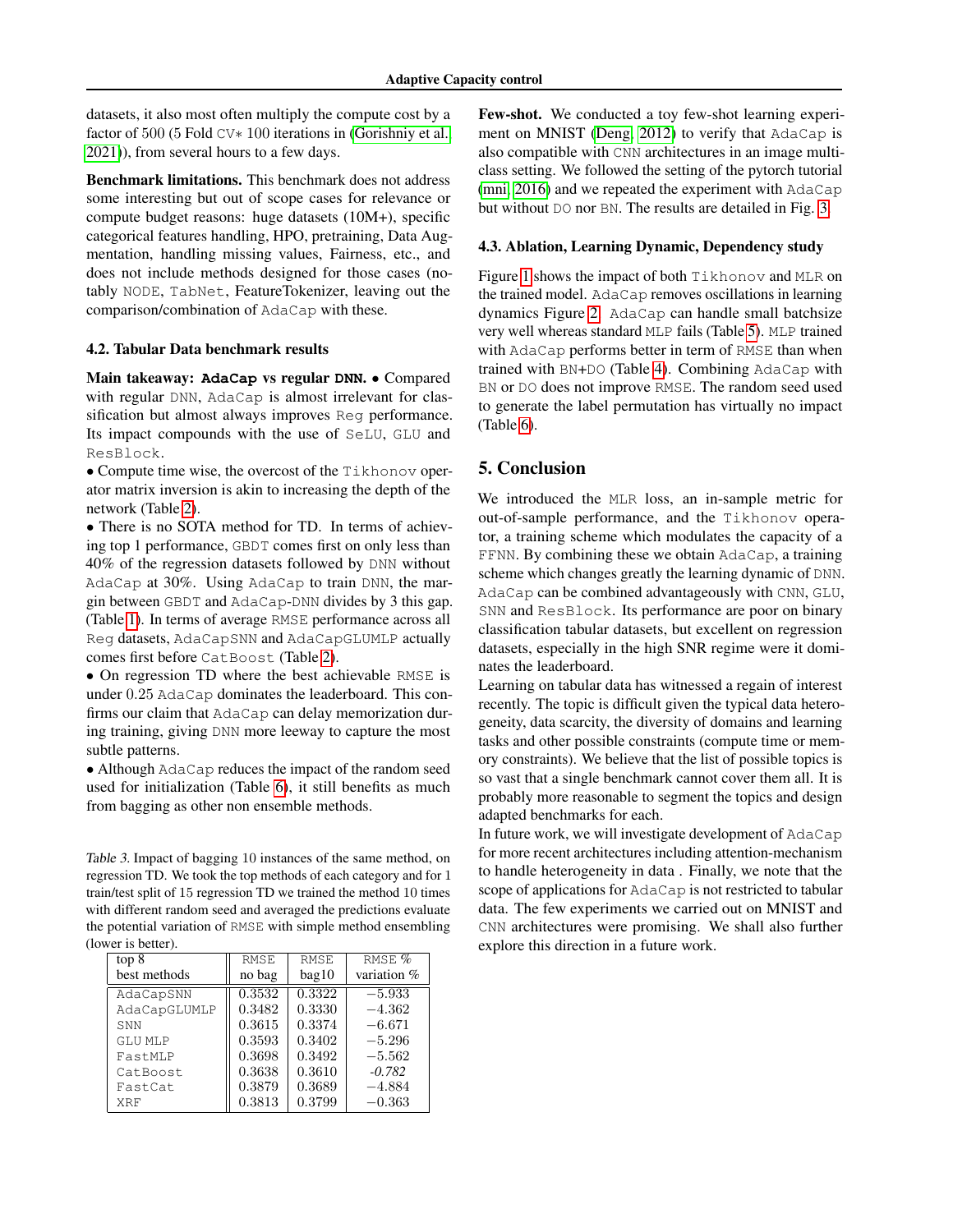datasets, it also most often multiply the compute cost by a factor of 500 (5 Fold CV∗ 100 iterations in (Gorishniy et al., 2021)), from several hours to a few days.

**Benchmark limitations.** This benchmark does not address some interesting but out of scope cases for relevance or compute budget reasons: huge datasets (10M+), specific categorical features handling, HPO, pretraining, Data Augmentation, handling missing values, Fairness, etc., and does not include methods designed for those cases (notably NODE, TabNet, FeatureTokenizer, leaving out the comparison/combination of AdaCap with these.

### 4.2. Tabular Data benchmark results

**Main takeaway: AdaCap vs regular DNN.** • Compared with regular DNN, AdaCap is almost irrelevant for classification but almost always improves Reg performance. Its impact compounds with the use of SeLU, GLU and ResBlock.

• Compute time wise, the overcost of the Tikhonov operator matrix inversion is akin to increasing the depth of the network (Table 2).

• There is no SOTA method for TD. In terms of achieving top 1 performance, GBDT comes first on only less than 40% of the regression datasets followed by DNN without AdaCap at 30%. Using AdaCap to train DNN, the margin between GBDT and AdaCap-DNN divides by 3 this gap. (Table 1). In terms of average RMSE performance across all Reg datasets, AdaCapSNN and AdaCapGLUMLP actually comes first before CatBoost (Table 2).

• On regression TD where the best achievable RMSE is under 0.25 AdaCap dominates the leaderboard. This confirms our claim that AdaCap can delay memorization during training, giving DNN more leeway to capture the most subtle patterns.

• Although AdaCap reduces the impact of the random seed used for initialization (Table 6), it still benefits as much from bagging as other non ensemble methods.

*Table 3.* Impact of bagging 10 instances of the same method, on regression TD. We took the top methods of each category and for 1 train/test split of 15 regression TD we trained the method 10 times with different random seed and averaged the predictions evaluate the potential variation of RMSE with simple method ensembling (lower is better).

| top 8 best methods | RMSE no bag | RMSE bag10 | RMSE % variation % |
|---|---|---|---|
| AdaCapSNN | 0.3532 | 0.3322 | −5.933 |
| AdaCapGLUMLP | 0.3482 | 0.3330 | −4.362 |
| SNN | 0.3615 | 0.3374 | −6.671 |
| GLU MLP | 0.3593 | 0.3402 | −5.296 |
| FastMLP | 0.3698 | 0.3492 | −5.562 |
| CatBoost | 0.3638 | 0.3610 | *-0.782* |
| FastCat | 0.3879 | 0.3689 | −4.884 |
| XRF | 0.3813 | 0.3799 | −0.363 |

**Few-shot.** We conducted a toy few-shot learning experiment on MNIST (Deng, 2012) to verify that AdaCap is also compatible with CNN architectures in an image multiclass setting. We followed the setting of the pytorch tutorial (mni, 2016) and we repeated the experiment with AdaCap but without DO nor BN. The results are detailed in Fig. 3.

### 4.3. Ablation, Learning Dynamic, Dependency study

Figure 1 shows the impact of both Tikhonov and MLR on the trained model. AdaCap removes oscillations in learning dynamics Figure 2. AdaCap can handle small batchsize very well whereas standard MLP fails (Table 5). MLP trained with AdaCap performs better in term of RMSE than when trained with BN+DO (Table 4). Combining AdaCap with BN or DO does not improve RMSE. The random seed used to generate the label permutation has virtually no impact (Table 6).

## 5. Conclusion

We introduced the MLR loss, an in-sample metric for out-of-sample performance, and the Tikhonov operator, a training scheme which modulates the capacity of a FFNN. By combining these we obtain AdaCap, a training scheme which changes greatly the learning dynamic of DNN. AdaCap can be combined advantageously with CNN, GLU, SNN and ResBlock. Its performance are poor on binary classification tabular datasets, but excellent on regression datasets, especially in the high SNR regime were it dominates the leaderboard.

Learning on tabular data has witnessed a regain of interest recently. The topic is difficult given the typical data heterogeneity, data scarcity, the diversity of domains and learning tasks and other possible constraints (compute time or memory constraints). We believe that the list of possible topics is so vast that a single benchmark cannot cover them all. It is probably more reasonable to segment the topics and design adapted benchmarks for each.

In future work, we will investigate development of AdaCap for more recent architectures including attention-mechanism to handle heterogeneity in data . Finally, we note that the scope of applications for AdaCap is not restricted to tabular data. The few experiments we carried out on MNIST and CNN architectures were promising. We shall also further explore this direction in a future work.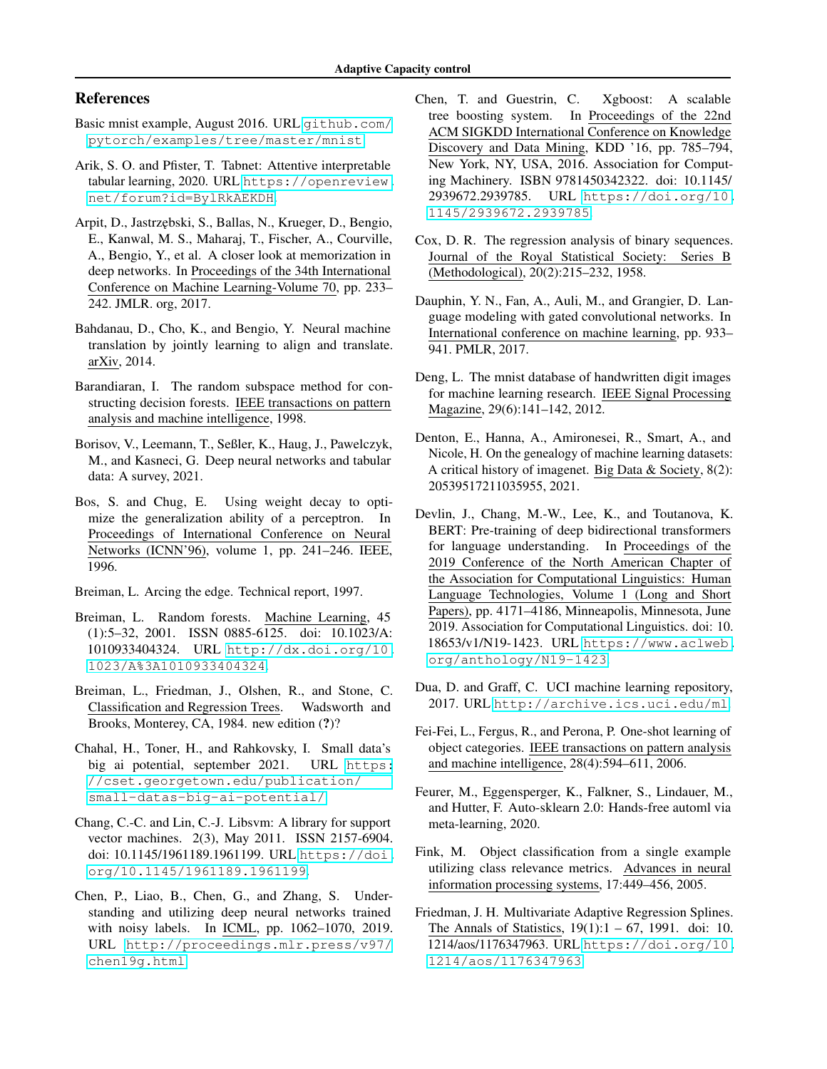## References

Basic mnist example, August 2016. URL github.com/pytorch/examples/tree/master/mnist.

Arik, S. O. and Pfister, T. Tabnet: Attentive interpretable tabular learning, 2020. URL https://openreview.net/forum?id=BylRkAEKDH.

Arpit, D., Jastrzębski, S., Ballas, N., Krueger, D., Bengio, E., Kanwal, M. S., Maharaj, T., Fischer, A., Courville, A., Bengio, Y., et al. A closer look at memorization in deep networks. In Proceedings of the 34th International Conference on Machine Learning-Volume 70, pp. 233–242. JMLR. org, 2017.

Bahdanau, D., Cho, K., and Bengio, Y. Neural machine translation by jointly learning to align and translate. arXiv, 2014.

Barandiaran, I. The random subspace method for constructing decision forests. IEEE transactions on pattern analysis and machine intelligence, 1998.

Borisov, V., Leemann, T., Seßler, K., Haug, J., Pawelczyk, M., and Kasneci, G. Deep neural networks and tabular data: A survey, 2021.

Bos, S. and Chug, E. Using weight decay to optimize the generalization ability of a perceptron. In Proceedings of International Conference on Neural Networks (ICNN'96), volume 1, pp. 241–246. IEEE, 1996.

Breiman, L. Arcing the edge. Technical report, 1997.

Breiman, L. Random forests. Machine Learning, 45 (1):5–32, 2001. ISSN 0885-6125. doi: 10.1023/A:1010933404324. URL http://dx.doi.org/10.1023/A%3A1010933404324.

Breiman, L., Friedman, J., Olshen, R., and Stone, C. Classification and Regression Trees. Wadsworth and Brooks, Monterey, CA, 1984. new edition (**?**)?

Chahal, H., Toner, H., and Rahkovsky, I. Small data's big ai potential, september 2021. URL https://cset.georgetown.edu/publication/small-datas-big-ai-potential/.

Chang, C.-C. and Lin, C.-J. Libsvm: A library for support vector machines. 2(3), May 2011. ISSN 2157-6904. doi: 10.1145/1961189.1961199. URL https://doi.org/10.1145/1961189.1961199.

Chen, P., Liao, B., Chen, G., and Zhang, S. Understanding and utilizing deep neural networks trained with noisy labels. In ICML, pp. 1062–1070, 2019. URL http://proceedings.mlr.press/v97/chen19g.html.

Chen, T. and Guestrin, C. Xgboost: A scalable tree boosting system. In Proceedings of the 22nd ACM SIGKDD International Conference on Knowledge Discovery and Data Mining, KDD '16, pp. 785–794, New York, NY, USA, 2016. Association for Computing Machinery. ISBN 9781450342322. doi: 10.1145/2939672.2939785. URL https://doi.org/10.1145/2939672.2939785.

Cox, D. R. The regression analysis of binary sequences. Journal of the Royal Statistical Society: Series B (Methodological), 20(2):215–232, 1958.

Dauphin, Y. N., Fan, A., Auli, M., and Grangier, D. Language modeling with gated convolutional networks. In International conference on machine learning, pp. 933–941. PMLR, 2017.

Deng, L. The mnist database of handwritten digit images for machine learning research. IEEE Signal Processing Magazine, 29(6):141–142, 2012.

Denton, E., Hanna, A., Amironesei, R., Smart, A., and Nicole, H. On the genealogy of machine learning datasets: A critical history of imagenet. Big Data & Society, 8(2): 20539517211035955, 2021.

Devlin, J., Chang, M.-W., Lee, K., and Toutanova, K. BERT: Pre-training of deep bidirectional transformers for language understanding. In Proceedings of the 2019 Conference of the North American Chapter of the Association for Computational Linguistics: Human Language Technologies, Volume 1 (Long and Short Papers), pp. 4171–4186, Minneapolis, Minnesota, June 2019. Association for Computational Linguistics. doi: 10.18653/v1/N19-1423. URL https://www.aclweb.org/anthology/N19-1423.

Dua, D. and Graff, C. UCI machine learning repository, 2017. URL http://archive.ics.uci.edu/ml.

Fei-Fei, L., Fergus, R., and Perona, P. One-shot learning of object categories. IEEE transactions on pattern analysis and machine intelligence, 28(4):594–611, 2006.

Feurer, M., Eggensperger, K., Falkner, S., Lindauer, M., and Hutter, F. Auto-sklearn 2.0: Hands-free automl via meta-learning, 2020.

Fink, M. Object classification from a single example utilizing class relevance metrics. Advances in neural information processing systems, 17:449–456, 2005.

Friedman, J. H. Multivariate Adaptive Regression Splines. The Annals of Statistics, 19(1):1 – 67, 1991. doi: 10.1214/aos/1176347963. URL https://doi.org/10.1214/aos/1176347963.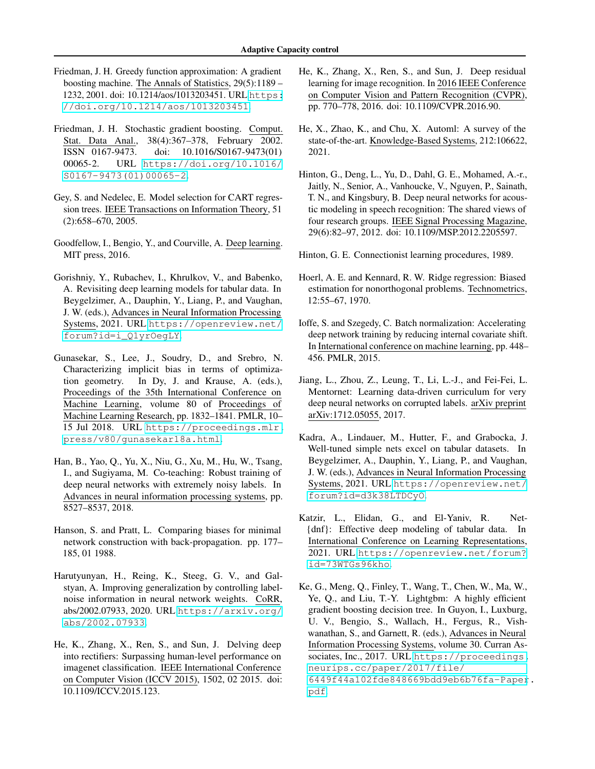Friedman, J. H. Greedy function approximation: A gradient boosting machine. The Annals of Statistics, 29(5):1189 – 1232, 2001. doi: 10.1214/aos/1013203451. URL https://doi.org/10.1214/aos/1013203451.

Friedman, J. H. Stochastic gradient boosting. Comput. Stat. Data Anal., 38(4):367–378, February 2002. ISSN 0167-9473. doi: 10.1016/S0167-9473(01)00065-2. URL https://doi.org/10.1016/S0167-9473(01)00065-2.

Gey, S. and Nedelec, E. Model selection for CART regression trees. IEEE Transactions on Information Theory, 51 (2):658–670, 2005.

Goodfellow, I., Bengio, Y., and Courville, A. Deep learning. MIT press, 2016.

Gorishniy, Y., Rubachev, I., Khrulkov, V., and Babenko, A. Revisiting deep learning models for tabular data. In Beygelzimer, A., Dauphin, Y., Liang, P., and Vaughan, J. W. (eds.), Advances in Neural Information Processing Systems, 2021. URL https://openreview.net/forum?id=i_Q1yrOegLY.

Gunasekar, S., Lee, J., Soudry, D., and Srebro, N. Characterizing implicit bias in terms of optimization geometry. In Dy, J. and Krause, A. (eds.), Proceedings of the 35th International Conference on Machine Learning, volume 80 of Proceedings of Machine Learning Research, pp. 1832–1841. PMLR, 10–15 Jul 2018. URL https://proceedings.mlr.press/v80/gunasekar18a.html.

Han, B., Yao, Q., Yu, X., Niu, G., Xu, M., Hu, W., Tsang, I., and Sugiyama, M. Co-teaching: Robust training of deep neural networks with extremely noisy labels. In Advances in neural information processing systems, pp. 8527–8537, 2018.

Hanson, S. and Pratt, L. Comparing biases for minimal network construction with back-propagation. pp. 177–185, 01 1988.

Harutyunyan, H., Reing, K., Steeg, G. V., and Galstyan, A. Improving generalization by controlling label-noise information in neural network weights. CoRR, abs/2002.07933, 2020. URL https://arxiv.org/abs/2002.07933.

He, K., Zhang, X., Ren, S., and Sun, J. Delving deep into rectifiers: Surpassing human-level performance on imagenet classification. IEEE International Conference on Computer Vision (ICCV 2015), 1502, 02 2015. doi: 10.1109/ICCV.2015.123.

He, K., Zhang, X., Ren, S., and Sun, J. Deep residual learning for image recognition. In 2016 IEEE Conference on Computer Vision and Pattern Recognition (CVPR), pp. 770–778, 2016. doi: 10.1109/CVPR.2016.90.

He, X., Zhao, K., and Chu, X. Automl: A survey of the state-of-the-art. Knowledge-Based Systems, 212:106622, 2021.

Hinton, G., Deng, L., Yu, D., Dahl, G. E., Mohamed, A.-r., Jaitly, N., Senior, A., Vanhoucke, V., Nguyen, P., Sainath, T. N., and Kingsbury, B. Deep neural networks for acoustic modeling in speech recognition: The shared views of four research groups. IEEE Signal Processing Magazine, 29(6):82–97, 2012. doi: 10.1109/MSP.2012.2205597.

Hinton, G. E. Connectionist learning procedures, 1989.

Hoerl, A. E. and Kennard, R. W. Ridge regression: Biased estimation for nonorthogonal problems. Technometrics, 12:55–67, 1970.

Ioffe, S. and Szegedy, C. Batch normalization: Accelerating deep network training by reducing internal covariate shift. In International conference on machine learning, pp. 448–456. PMLR, 2015.

Jiang, L., Zhou, Z., Leung, T., Li, L.-J., and Fei-Fei, L. Mentornet: Learning data-driven curriculum for very deep neural networks on corrupted labels. arXiv preprint arXiv:1712.05055, 2017.

Kadra, A., Lindauer, M., Hutter, F., and Grabocka, J. Well-tuned simple nets excel on tabular datasets. In Beygelzimer, A., Dauphin, Y., Liang, P., and Vaughan, J. W. (eds.), Advances in Neural Information Processing Systems, 2021. URL https://openreview.net/forum?id=d3k38LTDCyO.

Katzir, L., Elidan, G., and El-Yaniv, R. Net-{dnf}: Effective deep modeling of tabular data. In International Conference on Learning Representations, 2021. URL https://openreview.net/forum?id=73WTGs96kho.

Ke, G., Meng, Q., Finley, T., Wang, T., Chen, W., Ma, W., Ye, Q., and Liu, T.-Y. Lightgbm: A highly efficient gradient boosting decision tree. In Guyon, I., Luxburg, U. V., Bengio, S., Wallach, H., Fergus, R., Vishwanathan, S., and Garnett, R. (eds.), Advances in Neural Information Processing Systems, volume 30. Curran Associates, Inc., 2017. URL https://proceedings.neurips.cc/paper/2017/file/6449f44a102fde848669bdd9eb6b76fa-Paper.pdf.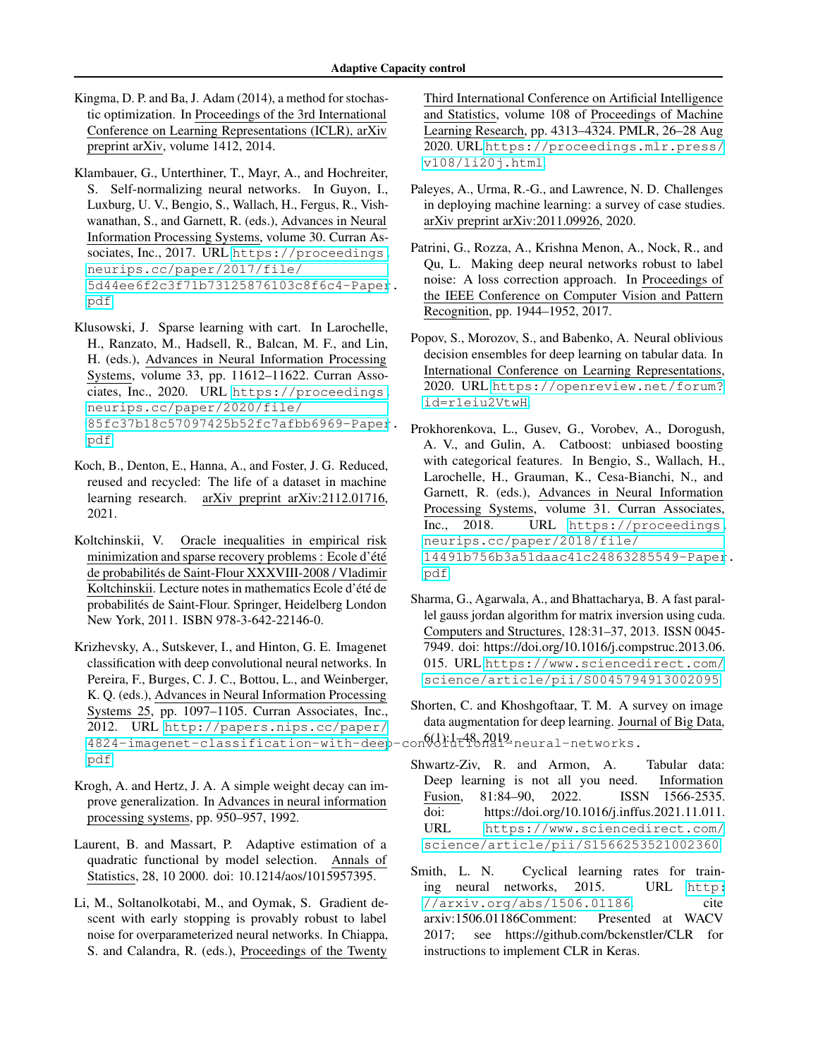Kingma, D. P. and Ba, J. Adam (2014), a method for stochastic optimization. In Proceedings of the 3rd International Conference on Learning Representations (ICLR), arXiv preprint arXiv, volume 1412, 2014.

Klambauer, G., Unterthiner, T., Mayr, A., and Hochreiter, S. Self-normalizing neural networks. In Guyon, I., Luxburg, U. V., Bengio, S., Wallach, H., Fergus, R., Vishwanathan, S., and Garnett, R. (eds.), Advances in Neural Information Processing Systems, volume 30. Curran Associates, Inc., 2017. URL https://proceedings.neurips.cc/paper/2017/file/5d44ee6f2c3f71b73125876103c8f6c4-Paper.pdf.

Klusowski, J. Sparse learning with cart. In Larochelle, H., Ranzato, M., Hadsell, R., Balcan, M. F., and Lin, H. (eds.), Advances in Neural Information Processing Systems, volume 33, pp. 11612–11622. Curran Associates, Inc., 2020. URL https://proceedings.neurips.cc/paper/2020/file/85fc37b18c57097425b52fc7afbb6969-Paper.pdf.

Koch, B., Denton, E., Hanna, A., and Foster, J. G. Reduced, reused and recycled: The life of a dataset in machine learning research. arXiv preprint arXiv:2112.01716, 2021.

Koltchinskii, V. Oracle inequalities in empirical risk minimization and sparse recovery problems : Ecole d'été de probabilités de Saint-Flour XXXVIII-2008 / Vladimir Koltchinskii. Lecture notes in mathematics Ecole d'été de probabilités de Saint-Flour. Springer, Heidelberg London New York, 2011. ISBN 978-3-642-22146-0.

Krizhevsky, A., Sutskever, I., and Hinton, G. E. Imagenet classification with deep convolutional neural networks. In Pereira, F., Burges, C. J. C., Bottou, L., and Weinberger, K. Q. (eds.), Advances in Neural Information Processing Systems 25, pp. 1097–1105. Curran Associates, Inc., 2012. URL http://papers.nips.cc/paper/4824-imagenet-classification-with-deep-convolutional-neural-networks.pdf.

Krogh, A. and Hertz, J. A. A simple weight decay can improve generalization. In Advances in neural information processing systems, pp. 950–957, 1992.

Laurent, B. and Massart, P. Adaptive estimation of a quadratic functional by model selection. Annals of Statistics, 28, 10 2000. doi: 10.1214/aos/1015957395.

Li, M., Soltanolkotabi, M., and Oymak, S. Gradient descent with early stopping is provably robust to label noise for overparameterized neural networks. In Chiappa, S. and Calandra, R. (eds.), Proceedings of the Twenty Third International Conference on Artificial Intelligence and Statistics, volume 108 of Proceedings of Machine Learning Research, pp. 4313–4324. PMLR, 26–28 Aug 2020. URL https://proceedings.mlr.press/v108/li20j.html.

Paleyes, A., Urma, R.-G., and Lawrence, N. D. Challenges in deploying machine learning: a survey of case studies. arXiv preprint arXiv:2011.09926, 2020.

Patrini, G., Rozza, A., Krishna Menon, A., Nock, R., and Qu, L. Making deep neural networks robust to label noise: A loss correction approach. In Proceedings of the IEEE Conference on Computer Vision and Pattern Recognition, pp. 1944–1952, 2017.

Popov, S., Morozov, S., and Babenko, A. Neural oblivious decision ensembles for deep learning on tabular data. In International Conference on Learning Representations, 2020. URL https://openreview.net/forum?id=r1eiu2VtwH.

Prokhorenkova, L., Gusev, G., Vorobev, A., Dorogush, A. V., and Gulin, A. Catboost: unbiased boosting with categorical features. In Bengio, S., Wallach, H., Larochelle, H., Grauman, K., Cesa-Bianchi, N., and Garnett, R. (eds.), Advances in Neural Information Processing Systems, volume 31. Curran Associates, Inc., 2018. URL https://proceedings.neurips.cc/paper/2018/file/14491b756b3a51daac41c24863285549-Paper.pdf.

Sharma, G., Agarwala, A., and Bhattacharya, B. A fast parallel gauss jordan algorithm for matrix inversion using cuda. Computers and Structures, 128:31–37, 2013. ISSN 0045-7949. doi: https://doi.org/10.1016/j.compstruc.2013.06.015. URL https://www.sciencedirect.com/science/article/pii/S0045794913002095.

Shorten, C. and Khoshgoftaar, T. M. A survey on image data augmentation for deep learning. Journal of Big Data, 6(1):1–48, 2019.

Shwartz-Ziv, R. and Armon, A. Tabular data: Deep learning is not all you need. Information Fusion, 81:84–90, 2022. ISSN 1566-2535. doi: https://doi.org/10.1016/j.inffus.2021.11.011. URL https://www.sciencedirect.com/science/article/pii/S1566253521002360.

Smith, L. N. Cyclical learning rates for training neural networks, 2015. URL http://arxiv.org/abs/1506.01186. cite arxiv:1506.01186Comment: Presented at WACV 2017; see https://github.com/bckenstler/CLR for instructions to implement CLR in Keras.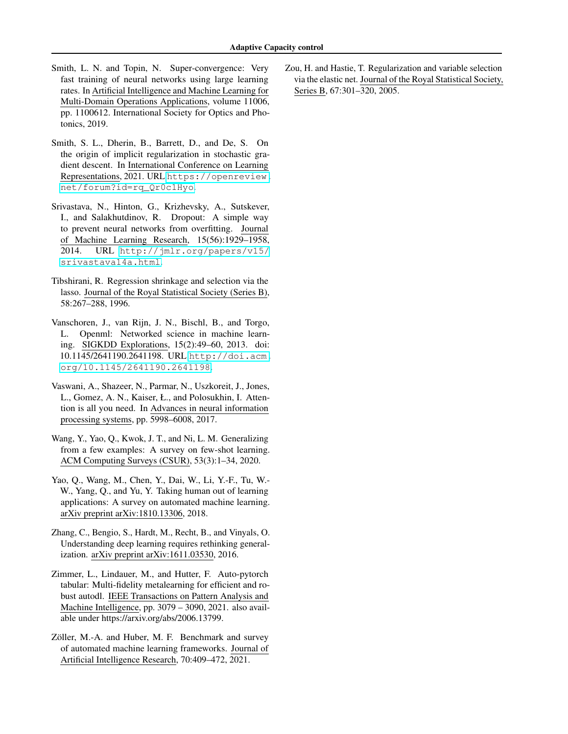Smith, L. N. and Topin, N. Super-convergence: Very fast training of neural networks using large learning rates. In Artificial Intelligence and Machine Learning for Multi-Domain Operations Applications, volume 11006, pp. 1100612. International Society for Optics and Photonics, 2019.

Smith, S. L., Dherin, B., Barrett, D., and De, S. On the origin of implicit regularization in stochastic gradient descent. In International Conference on Learning Representations, 2021. URL https://openreview.net/forum?id=rq_Qr0c1Hyo.

Srivastava, N., Hinton, G., Krizhevsky, A., Sutskever, I., and Salakhutdinov, R. Dropout: A simple way to prevent neural networks from overfitting. Journal of Machine Learning Research, 15(56):1929–1958, 2014. URL http://jmlr.org/papers/v15/srivastava14a.html.

Tibshirani, R. Regression shrinkage and selection via the lasso. Journal of the Royal Statistical Society (Series B), 58:267–288, 1996.

Vanschoren, J., van Rijn, J. N., Bischl, B., and Torgo, L. Openml: Networked science in machine learning. SIGKDD Explorations, 15(2):49–60, 2013. doi: 10.1145/2641190.2641198. URL http://doi.acm.org/10.1145/2641190.2641198.

Vaswani, A., Shazeer, N., Parmar, N., Uszkoreit, J., Jones, L., Gomez, A. N., Kaiser, Ł., and Polosukhin, I. Attention is all you need. In Advances in neural information processing systems, pp. 5998–6008, 2017.

Wang, Y., Yao, Q., Kwok, J. T., and Ni, L. M. Generalizing from a few examples: A survey on few-shot learning. ACM Computing Surveys (CSUR), 53(3):1–34, 2020.

Yao, Q., Wang, M., Chen, Y., Dai, W., Li, Y.-F., Tu, W.-W., Yang, Q., and Yu, Y. Taking human out of learning applications: A survey on automated machine learning. arXiv preprint arXiv:1810.13306, 2018.

Zhang, C., Bengio, S., Hardt, M., Recht, B., and Vinyals, O. Understanding deep learning requires rethinking generalization. arXiv preprint arXiv:1611.03530, 2016.

Zimmer, L., Lindauer, M., and Hutter, F. Auto-pytorch tabular: Multi-fidelity metalearning for efficient and robust autodl. IEEE Transactions on Pattern Analysis and Machine Intelligence, pp. 3079 – 3090, 2021. also available under https://arxiv.org/abs/2006.13799.

Zöller, M.-A. and Huber, M. F. Benchmark and survey of automated machine learning frameworks. Journal of Artificial Intelligence Research, 70:409–472, 2021.

Zou, H. and Hastie, T. Regularization and variable selection via the elastic net. Journal of the Royal Statistical Society, Series B, 67:301–320, 2005.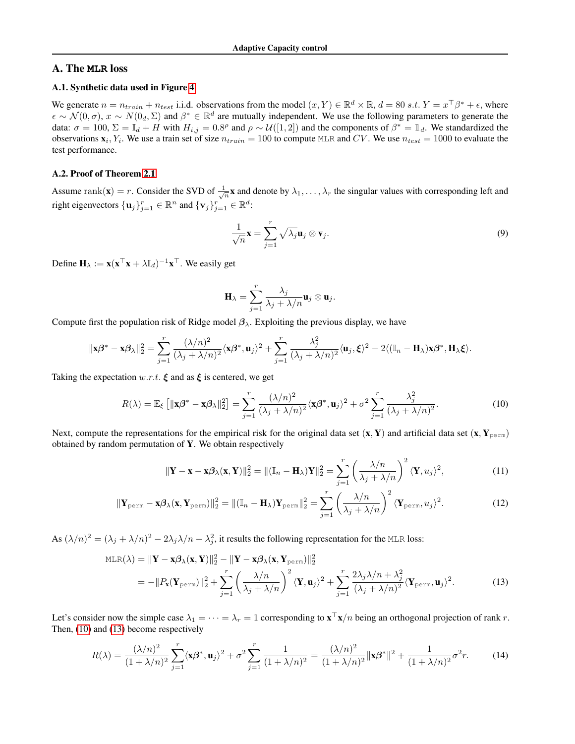## A. The **MLR** loss

### A.1. Synthetic data used in Figure 4

We generate $n = n_{train} + n_{test}$ i.i.d. observations from the model $(x, Y) \in \mathbb{R}^d \times \mathbb{R}$, $d = 80$ *s.t.* $Y = x^\top \beta^* + \epsilon$, where $\epsilon \sim \mathcal{N}(0, \sigma)$, $x \sim N(0_d, \Sigma)$ and $\beta^* \in \mathbb{R}^d$ are mutually independent. We use the following parameters to generate the data: $\sigma = 100$, $\Sigma = \mathbb{I}_d + H$ with $H_{i,j} = 0.8^\rho$ and $\rho \sim \mathcal{U}([1, 2])$ and the components of $\beta^* = \mathbb{1}_d$. We standardized the observations $\mathbf{x}_i, Y_i$. We use a train set of size $n_{train} = 100$ to compute MLR and $CV$. We use $n_{test} = 1000$ to evaluate the test performance.

### A.2. Proof of Theorem 2.1

Assume $\mathrm{rank}(\mathbf{x}) = r$. Consider the SVD of $\frac{1}{\sqrt{n}}\mathbf{x}$ and denote by $\lambda_1, \ldots, \lambda_r$ the singular values with corresponding left and right eigenvectors $\{\mathbf{u}_j\}_{j=1}^r \in \mathbb{R}^n$ and $\{\mathbf{v}_j\}_{j=1}^r \in \mathbb{R}^d$:

$$\frac{1}{\sqrt{n}}\mathbf{x} = \sum_{j=1}^r \sqrt{\lambda_j}\mathbf{u}_j \otimes \mathbf{v}_j. \tag{9}$$

Define $\mathbf{H}_\lambda := \mathbf{x}(\mathbf{x}^\top\mathbf{x} + \lambda\mathbb{I}_d)^{-1}\mathbf{x}^\top$. We easily get

$$\mathbf{H}_\lambda = \sum_{j=1}^r \frac{\lambda_j}{\lambda_j + \lambda/n}\mathbf{u}_j \otimes \mathbf{u}_j.$$

Compute first the population risk of Ridge model $\boldsymbol{\beta}_\lambda$. Exploiting the previous display, we have

$$\|\mathbf{x}\boldsymbol{\beta}^* - \mathbf{x}\boldsymbol{\beta}_\lambda\|_2^2 = \sum_{j=1}^r \frac{(\lambda/n)^2}{(\lambda_j + \lambda/n)^2}\langle \mathbf{x}\boldsymbol{\beta}^*, \mathbf{u}_j\rangle^2 + \sum_{j=1}^r \frac{\lambda_j^2}{(\lambda_j + \lambda/n)^2}\langle \mathbf{u}_j, \boldsymbol{\xi}\rangle^2 - 2\langle(\mathbb{I}_n - \mathbf{H}_\lambda)\mathbf{x}\boldsymbol{\beta}^*, \mathbf{H}_\lambda\boldsymbol{\xi}\rangle.$$

Taking the expectation *w.r.t.* $\boldsymbol{\xi}$ and as $\boldsymbol{\xi}$ is centered, we get

$$R(\lambda) = \mathbb{E}_\xi\left[\|\mathbf{x}\boldsymbol{\beta}^* - \mathbf{x}\boldsymbol{\beta}_\lambda\|_2^2\right] = \sum_{j=1}^r \frac{(\lambda/n)^2}{(\lambda_j + \lambda/n)^2}\langle \mathbf{x}\boldsymbol{\beta}^*, \mathbf{u}_j\rangle^2 + \sigma^2\sum_{j=1}^r \frac{\lambda_j^2}{(\lambda_j + \lambda/n)^2}. \tag{10}$$

Next, compute the representations for the empirical risk for the original data set $(\mathbf{x}, \mathbf{Y})$ and artificial data set $(\mathbf{x}, \mathbf{Y}_{\texttt{perm}})$ obtained by random permutation of $\mathbf{Y}$. We obtain respectively

$$\|\mathbf{Y} - \mathbf{x} - \mathbf{x}\boldsymbol{\beta}_\lambda(\mathbf{x}, \mathbf{Y})\|_2^2 = \|(\mathbb{I}_n - \mathbf{H}_\lambda)\mathbf{Y}\|_2^2 = \sum_{j=1}^r \left(\frac{\lambda/n}{\lambda_j + \lambda/n}\right)^2 \langle \mathbf{Y}, u_j\rangle^2, \tag{11}$$

$$\|\mathbf{Y}_{\texttt{perm}} - \mathbf{x}\boldsymbol{\beta}_\lambda(\mathbf{x}, \mathbf{Y}_{\texttt{perm}})\|_2^2 = \|(\mathbb{I}_n - \mathbf{H}_\lambda)\mathbf{Y}_{\texttt{perm}}\|_2^2 = \sum_{j=1}^r \left(\frac{\lambda/n}{\lambda_j + \lambda/n}\right)^2 \langle \mathbf{Y}_{\texttt{perm}}, u_j\rangle^2. \tag{12}$$

As $(\lambda/n)^2 = (\lambda_j + \lambda/n)^2 - 2\lambda_j\lambda/n - \lambda_j^2$, it results the following representation for the MLR loss:

$$\begin{aligned}
\texttt{MLR}(\lambda) &= \|\mathbf{Y} - \mathbf{x}\boldsymbol{\beta}_\lambda(\mathbf{x}, \mathbf{Y})\|_2^2 - \|\mathbf{Y} - \mathbf{x}\boldsymbol{\beta}_\lambda(\mathbf{x}, \mathbf{Y}_{\texttt{perm}})\|_2^2 \\
&= -\|P_\mathbf{x}(\mathbf{Y}_{\texttt{perm}})\|_2^2 + \sum_{j=1}^r \left(\frac{\lambda/n}{\lambda_j + \lambda/n}\right)^2 \langle \mathbf{Y}, \mathbf{u}_j\rangle^2 + \sum_{j=1}^r \frac{2\lambda_j\lambda/n + \lambda_j^2}{(\lambda_j + \lambda/n)^2}\langle \mathbf{Y}_{\texttt{perm}}, \mathbf{u}_j\rangle^2.
\end{aligned} \tag{13}$$

Let's consider now the simple case $\lambda_1 = \cdots = \lambda_r = 1$ corresponding to $\mathbf{x}^\top\mathbf{x}/n$ being an orthogonal projection of rank $r$. Then, (10) and (13) become respectively

$$R(\lambda) = \frac{(\lambda/n)^2}{(1 + \lambda/n)^2}\sum_{j=1}^r \langle \mathbf{x}\boldsymbol{\beta}^*, \mathbf{u}_j\rangle^2 + \sigma^2\sum_{j=1}^r \frac{1}{(1 + \lambda/n)^2} = \frac{(\lambda/n)^2}{(1 + \lambda/n)^2}\|\mathbf{x}\boldsymbol{\beta}^*\|^2 + \frac{1}{(1 + \lambda/n)^2}\sigma^2 r. \tag{14}$$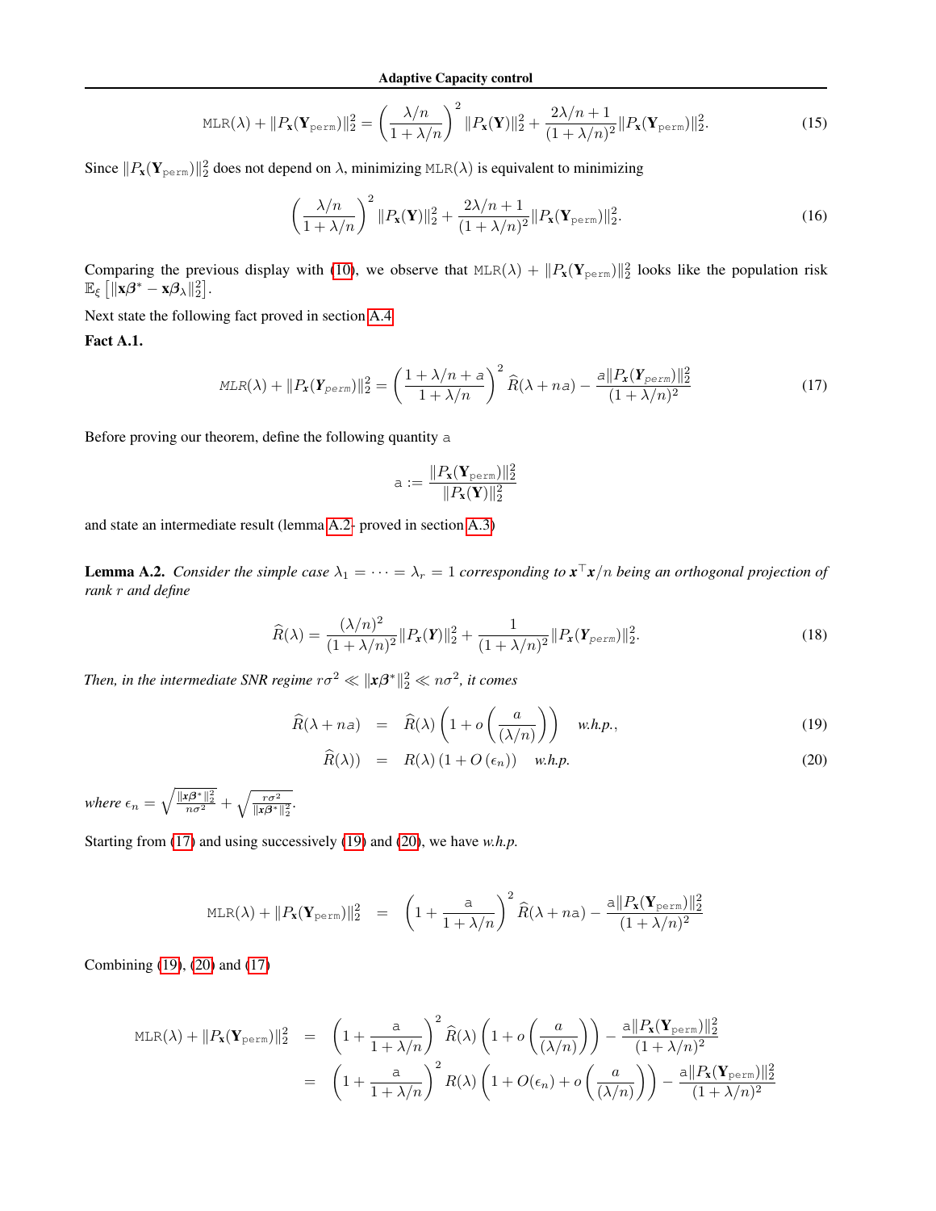$$\mathtt{MLR}(\lambda) + \|P_{\mathbf{x}}(\mathbf{Y}_{\mathtt{perm}})\|_2^2 = \left(\frac{\lambda/n}{1+\lambda/n}\right)^2 \|P_{\mathbf{x}}(\mathbf{Y})\|_2^2 + \frac{2\lambda/n+1}{(1+\lambda/n)^2}\|P_{\mathbf{x}}(\mathbf{Y}_{\mathtt{perm}})\|_2^2. \tag{15}$$

Since $\|P_{\mathbf{x}}(\mathbf{Y}_{\mathtt{perm}})\|_2^2$ does not depend on $\lambda$, minimizing $\mathtt{MLR}(\lambda)$ is equivalent to minimizing

$$\left(\frac{\lambda/n}{1+\lambda/n}\right)^2 \|P_{\mathbf{x}}(\mathbf{Y})\|_2^2 + \frac{2\lambda/n+1}{(1+\lambda/n)^2}\|P_{\mathbf{x}}(\mathbf{Y}_{\mathtt{perm}})\|_2^2. \tag{16}$$

Comparing the previous display with (10), we observe that $\mathtt{MLR}(\lambda) + \|P_{\mathbf{x}}(\mathbf{Y}_{\mathtt{perm}})\|_2^2$ looks like the population risk $\mathbb{E}_\xi\left[\|\mathbf{x}\boldsymbol{\beta}^* - \mathbf{x}\boldsymbol{\beta}_\lambda\|_2^2\right]$.

Next state the following fact proved in section A.4

**Fact A.1.**

$$MLR(\lambda) + \|P_{\boldsymbol{x}}(\boldsymbol{Y}_{perm})\|_2^2 = \left(\frac{1+\lambda/n+a}{1+\lambda/n}\right)^2 \widehat{R}(\lambda+na) - \frac{a\|P_{\boldsymbol{x}}(\boldsymbol{Y}_{perm})\|_2^2}{(1+\lambda/n)^2} \tag{17}$$

Before proving our theorem, define the following quantity $\mathtt{a}$

$$\mathtt{a} := \frac{\|P_{\mathbf{x}}(\mathbf{Y}_{\mathtt{perm}})\|_2^2}{\|P_{\mathbf{x}}(\mathbf{Y})\|_2^2}$$

and state an intermediate result (lemma A.2- proved in section A.3)

**Lemma A.2.** *Consider the simple case $\lambda_1 = \cdots = \lambda_r = 1$ corresponding to $\boldsymbol{x}^\top\boldsymbol{x}/n$ being an orthogonal projection of rank $r$ and define*

$$\widehat{R}(\lambda) = \frac{(\lambda/n)^2}{(1+\lambda/n)^2}\|P_{\boldsymbol{x}}(\boldsymbol{Y})\|_2^2 + \frac{1}{(1+\lambda/n)^2}\|P_{\boldsymbol{x}}(\boldsymbol{Y}_{perm})\|_2^2. \tag{18}$$

*Then, in the intermediate SNR regime $r\sigma^2 \ll \|\boldsymbol{x}\boldsymbol{\beta}^*\|_2^2 \ll n\sigma^2$, it comes*

$$\widehat{R}(\lambda+na) = \widehat{R}(\lambda)\left(1+o\left(\frac{a}{(\lambda/n)}\right)\right) \quad w.h.p., \tag{19}$$

$$\widehat{R}(\lambda)) = R(\lambda)\left(1+O\left(\epsilon_n\right)\right) \quad w.h.p. \tag{20}$$

*where $\epsilon_n = \sqrt{\frac{\|\boldsymbol{x}\boldsymbol{\beta}^*\|_2^2}{n\sigma^2}} + \sqrt{\frac{r\sigma^2}{\|\boldsymbol{x}\boldsymbol{\beta}^*\|_2^2}}$.*

Starting from (17) and using successively (19) and (20), we have *w.h.p.*

$$\mathtt{MLR}(\lambda) + \|P_{\mathbf{x}}(\mathbf{Y}_{\mathtt{perm}})\|_2^2 = \left(1+\frac{\mathtt{a}}{1+\lambda/n}\right)^2 \widehat{R}(\lambda+n\mathtt{a}) - \frac{\mathtt{a}\|P_{\mathbf{x}}(\mathbf{Y}_{\mathtt{perm}})\|_2^2}{(1+\lambda/n)^2}$$

Combining (19), (20) and (17)

$$\begin{aligned}
\mathtt{MLR}(\lambda) + \|P_{\mathbf{x}}(\mathbf{Y}_{\mathtt{perm}})\|_2^2 &= \left(1+\frac{\mathtt{a}}{1+\lambda/n}\right)^2 \widehat{R}(\lambda)\left(1+o\left(\frac{a}{(\lambda/n)}\right)\right) - \frac{\mathtt{a}\|P_{\mathbf{x}}(\mathbf{Y}_{\mathtt{perm}})\|_2^2}{(1+\lambda/n)^2} \\
&= \left(1+\frac{\mathtt{a}}{1+\lambda/n}\right)^2 R(\lambda)\left(1+O(\epsilon_n)+o\left(\frac{a}{(\lambda/n)}\right)\right) - \frac{\mathtt{a}\|P_{\mathbf{x}}(\mathbf{Y}_{\mathtt{perm}})\|_2^2}{(1+\lambda/n)^2}
\end{aligned}$$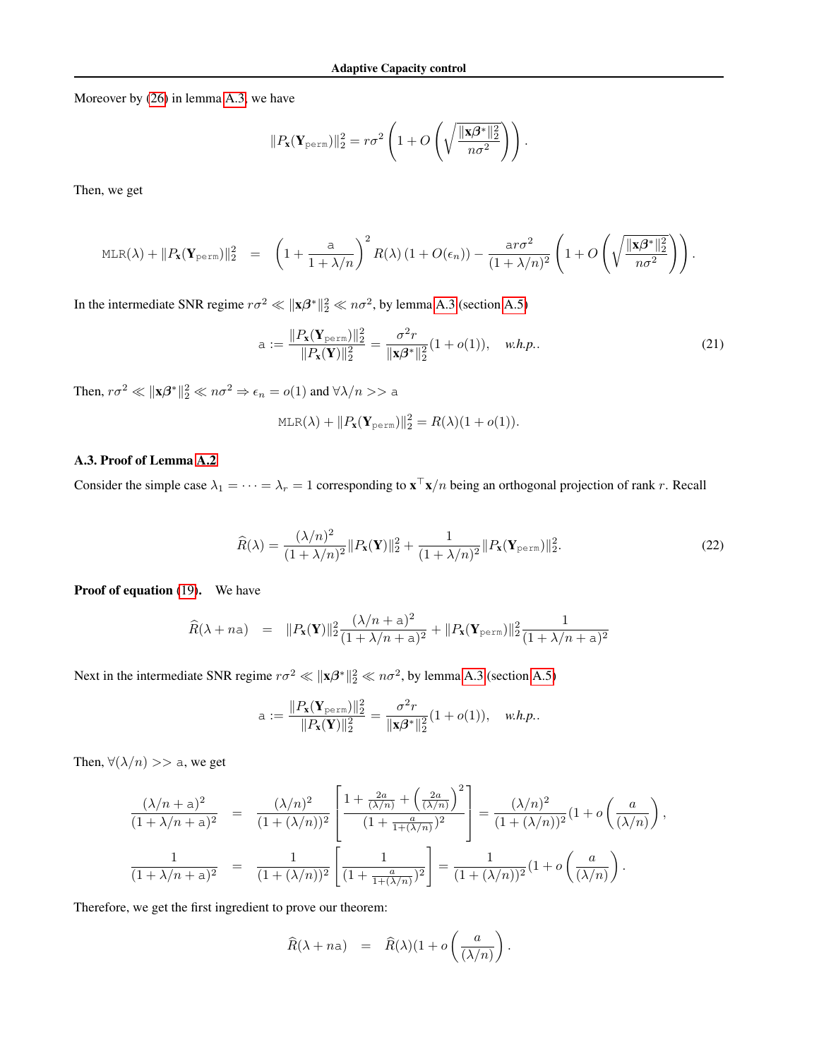Moreover by (26) in lemma A.3, we have

$$\|P_{\mathbf{x}}(\mathbf{Y}_{\texttt{perm}})\|_2^2 = r\sigma^2 \left(1 + O\left(\sqrt{\frac{\|\mathbf{x}\boldsymbol{\beta}^*\|_2^2}{n\sigma^2}}\right)\right).$$

Then, we get

$$\texttt{MLR}(\lambda) + \|P_{\mathbf{x}}(\mathbf{Y}_{\texttt{perm}})\|_2^2 \;=\; \left(1 + \frac{\texttt{a}}{1+\lambda/n}\right)^2 R(\lambda)\left(1 + O(\epsilon_n)\right) - \frac{\texttt{a}r\sigma^2}{(1+\lambda/n)^2}\left(1 + O\left(\sqrt{\frac{\|\mathbf{x}\boldsymbol{\beta}^*\|_2^2}{n\sigma^2}}\right)\right).$$

In the intermediate SNR regime $r\sigma^2 \ll \|\mathbf{x}\boldsymbol{\beta}^*\|_2^2 \ll n\sigma^2$, by lemma A.3 (section A.5)

$$\texttt{a} := \frac{\|P_{\mathbf{x}}(\mathbf{Y}_{\texttt{perm}})\|_2^2}{\|P_{\mathbf{x}}(\mathbf{Y})\|_2^2} = \frac{\sigma^2 r}{\|\mathbf{x}\boldsymbol{\beta}^*\|_2^2}(1 + o(1)), \quad \textit{w.h.p.}. \tag{21}$$

Then, $r\sigma^2 \ll \|\mathbf{x}\boldsymbol{\beta}^*\|_2^2 \ll n\sigma^2 \Rightarrow \epsilon_n = o(1)$ and $\forall \lambda/n >> \texttt{a}$

$$\texttt{MLR}(\lambda) + \|P_{\mathbf{x}}(\mathbf{Y}_{\texttt{perm}})\|_2^2 = R(\lambda)(1 + o(1)).$$

### A.3. Proof of Lemma A.2

Consider the simple case $\lambda_1 = \cdots = \lambda_r = 1$ corresponding to $\mathbf{x}^\top\mathbf{x}/n$ being an orthogonal projection of rank $r$. Recall

$$\widehat{R}(\lambda) = \frac{(\lambda/n)^2}{(1+\lambda/n)^2}\|P_{\mathbf{x}}(\mathbf{Y})\|_2^2 + \frac{1}{(1+\lambda/n)^2}\|P_{\mathbf{x}}(\mathbf{Y}_{\texttt{perm}})\|_2^2. \tag{22}$$

**Proof of equation (19).** We have

$$\widehat{R}(\lambda + n\texttt{a}) \;=\; \|P_{\mathbf{x}}(\mathbf{Y})\|_2^2 \frac{(\lambda/n + \texttt{a})^2}{(1+\lambda/n+\texttt{a})^2} + \|P_{\mathbf{x}}(\mathbf{Y}_{\texttt{perm}})\|_2^2 \frac{1}{(1+\lambda/n+\texttt{a})^2}$$

Next in the intermediate SNR regime $r\sigma^2 \ll \|\mathbf{x}\boldsymbol{\beta}^*\|_2^2 \ll n\sigma^2$, by lemma A.3 (section A.5)

$$\texttt{a} := \frac{\|P_{\mathbf{x}}(\mathbf{Y}_{\texttt{perm}})\|_2^2}{\|P_{\mathbf{x}}(\mathbf{Y})\|_2^2} = \frac{\sigma^2 r}{\|\mathbf{x}\boldsymbol{\beta}^*\|_2^2}(1 + o(1)), \quad \textit{w.h.p.}.$$

Then, $\forall(\lambda/n) >> \texttt{a}$, we get

$$\begin{aligned}
\frac{(\lambda/n + \texttt{a})^2}{(1+\lambda/n+\texttt{a})^2} &= \frac{(\lambda/n)^2}{(1+(\lambda/n))^2}\left[\frac{1 + \frac{2a}{(\lambda/n)} + \left(\frac{2a}{(\lambda/n)}\right)^2}{(1 + \frac{a}{1+(\lambda/n)})^2}\right] = \frac{(\lambda/n)^2}{(1+(\lambda/n))^2}(1 + o\left(\frac{a}{(\lambda/n)}\right), \\
\frac{1}{(1+\lambda/n+\texttt{a})^2} &= \frac{1}{(1+(\lambda/n))^2}\left[\frac{1}{(1 + \frac{a}{1+(\lambda/n)})^2}\right] = \frac{1}{(1+(\lambda/n))^2}(1 + o\left(\frac{a}{(\lambda/n)}\right).
\end{aligned}$$

Therefore, we get the first ingredient to prove our theorem:

$$\widehat{R}(\lambda + n\texttt{a}) \;=\; \widehat{R}(\lambda)(1 + o\left(\frac{a}{(\lambda/n)}\right).$$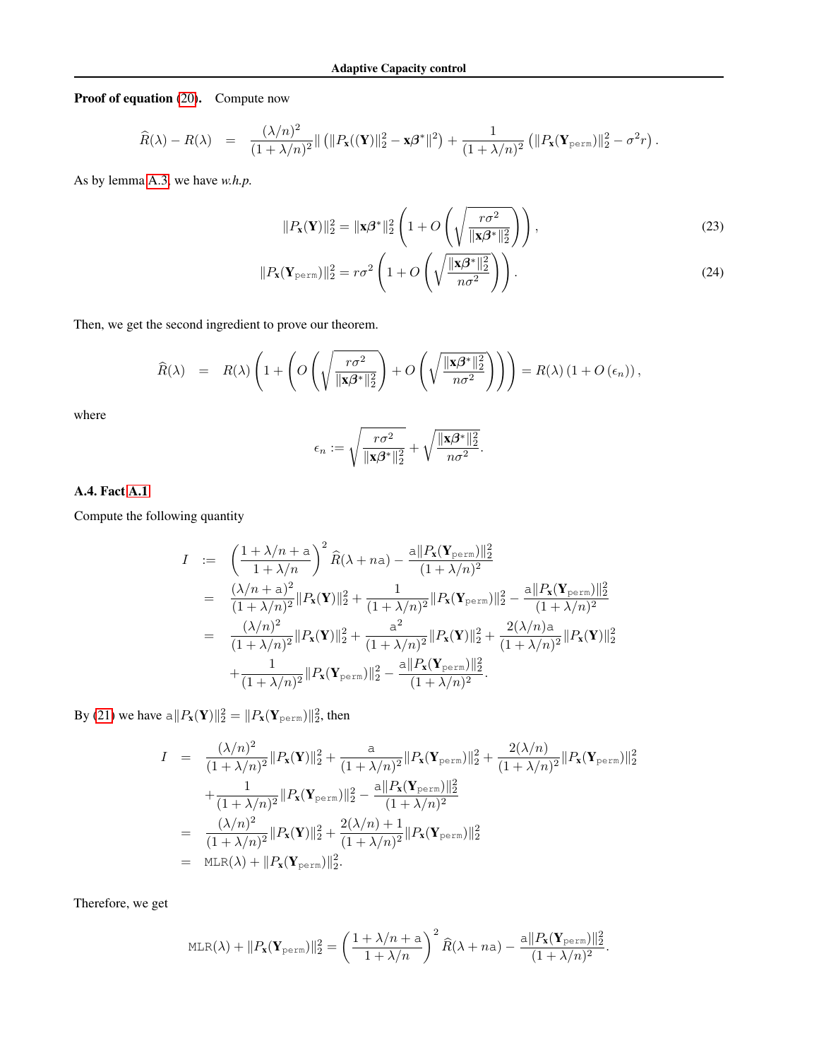**Proof of equation (20).** Compute now

$$\widehat{R}(\lambda) - R(\lambda) \;\;=\;\; \frac{(\lambda/n)^2}{(1+\lambda/n)^2}\| \left(\|P_{\mathbf{x}}((\mathbf{Y})\|_2^2 - \mathbf{x}\boldsymbol{\beta}^*\|^2\right) + \frac{1}{(1+\lambda/n)^2}\left(\|P_{\mathbf{x}}(\mathbf{Y}_{\texttt{perm}})\|_2^2 - \sigma^2 r\right).$$

As by lemma A.3, we have *w.h.p.*

$$\|P_{\mathbf{x}}(\mathbf{Y})\|_2^2 = \|\mathbf{x}\boldsymbol{\beta}^*\|_2^2\left(1 + O\left(\sqrt{\frac{r\sigma^2}{\|\mathbf{x}\boldsymbol{\beta}^*\|_2^2}}\right)\right), \tag{23}$$

$$\|P_{\mathbf{x}}(\mathbf{Y}_{\texttt{perm}})\|_2^2 = r\sigma^2\left(1 + O\left(\sqrt{\frac{\|\mathbf{x}\boldsymbol{\beta}^*\|_2^2}{n\sigma^2}}\right)\right). \tag{24}$$

Then, we get the second ingredient to prove our theorem.

$$\widehat{R}(\lambda) \;\;=\;\; R(\lambda)\left(1 + \left(O\left(\sqrt{\frac{r\sigma^2}{\|\mathbf{x}\boldsymbol{\beta}^*\|_2^2}}\right) + O\left(\sqrt{\frac{\|\mathbf{x}\boldsymbol{\beta}^*\|_2^2}{n\sigma^2}}\right)\right)\right) = R(\lambda)\left(1 + O\left(\epsilon_n\right)\right),$$

where

$$\epsilon_n := \sqrt{\frac{r\sigma^2}{\|\mathbf{x}\boldsymbol{\beta}^*\|_2^2}} + \sqrt{\frac{\|\mathbf{x}\boldsymbol{\beta}^*\|_2^2}{n\sigma^2}}.$$

### A.4. Fact A.1

Compute the following quantity

$$\begin{aligned}
I \;\;&:=\;\; \left(\frac{1+\lambda/n+\mathtt{a}}{1+\lambda/n}\right)^2\widehat{R}(\lambda+n\mathtt{a}) - \frac{\mathtt{a}\|P_{\mathbf{x}}(\mathbf{Y}_{\texttt{perm}})\|_2^2}{(1+\lambda/n)^2}\\
&= \frac{(\lambda/n+\mathtt{a})^2}{(1+\lambda/n)^2}\|P_{\mathbf{x}}(\mathbf{Y})\|_2^2 + \frac{1}{(1+\lambda/n)^2}\|P_{\mathbf{x}}(\mathbf{Y}_{\texttt{perm}})\|_2^2 - \frac{\mathtt{a}\|P_{\mathbf{x}}(\mathbf{Y}_{\texttt{perm}})\|_2^2}{(1+\lambda/n)^2}\\
&= \frac{(\lambda/n)^2}{(1+\lambda/n)^2}\|P_{\mathbf{x}}(\mathbf{Y})\|_2^2 + \frac{\mathtt{a}^2}{(1+\lambda/n)^2}\|P_{\mathbf{x}}(\mathbf{Y})\|_2^2 + \frac{2(\lambda/n)\mathtt{a}}{(1+\lambda/n)^2}\|P_{\mathbf{x}}(\mathbf{Y})\|_2^2\\
&\quad + \frac{1}{(1+\lambda/n)^2}\|P_{\mathbf{x}}(\mathbf{Y}_{\texttt{perm}})\|_2^2 - \frac{\mathtt{a}\|P_{\mathbf{x}}(\mathbf{Y}_{\texttt{perm}})\|_2^2}{(1+\lambda/n)^2}.
\end{aligned}$$

By (21) we have $\mathtt{a}\|P_{\mathbf{x}}(\mathbf{Y})\|_2^2 = \|P_{\mathbf{x}}(\mathbf{Y}_{\texttt{perm}})\|_2^2$, then

$$\begin{aligned}
I \;\;&=\;\; \frac{(\lambda/n)^2}{(1+\lambda/n)^2}\|P_{\mathbf{x}}(\mathbf{Y})\|_2^2 + \frac{\mathtt{a}}{(1+\lambda/n)^2}\|P_{\mathbf{x}}(\mathbf{Y}_{\texttt{perm}})\|_2^2 + \frac{2(\lambda/n)}{(1+\lambda/n)^2}\|P_{\mathbf{x}}(\mathbf{Y}_{\texttt{perm}})\|_2^2\\
&\quad + \frac{1}{(1+\lambda/n)^2}\|P_{\mathbf{x}}(\mathbf{Y}_{\texttt{perm}})\|_2^2 - \frac{\mathtt{a}\|P_{\mathbf{x}}(\mathbf{Y}_{\texttt{perm}})\|_2^2}{(1+\lambda/n)^2}\\
&= \frac{(\lambda/n)^2}{(1+\lambda/n)^2}\|P_{\mathbf{x}}(\mathbf{Y})\|_2^2 + \frac{2(\lambda/n)+1}{(1+\lambda/n)^2}\|P_{\mathbf{x}}(\mathbf{Y}_{\texttt{perm}})\|_2^2\\
&= \texttt{MLR}(\lambda) + \|P_{\mathbf{x}}(\mathbf{Y}_{\texttt{perm}})\|_2^2.
\end{aligned}$$

Therefore, we get

$$\texttt{MLR}(\lambda) + \|P_{\mathbf{x}}(\mathbf{Y}_{\texttt{perm}})\|_2^2 = \left(\frac{1+\lambda/n+\mathtt{a}}{1+\lambda/n}\right)^2\widehat{R}(\lambda+n\mathtt{a}) - \frac{\mathtt{a}\|P_{\mathbf{x}}(\mathbf{Y}_{\texttt{perm}})\|_2^2}{(1+\lambda/n)^2}.$$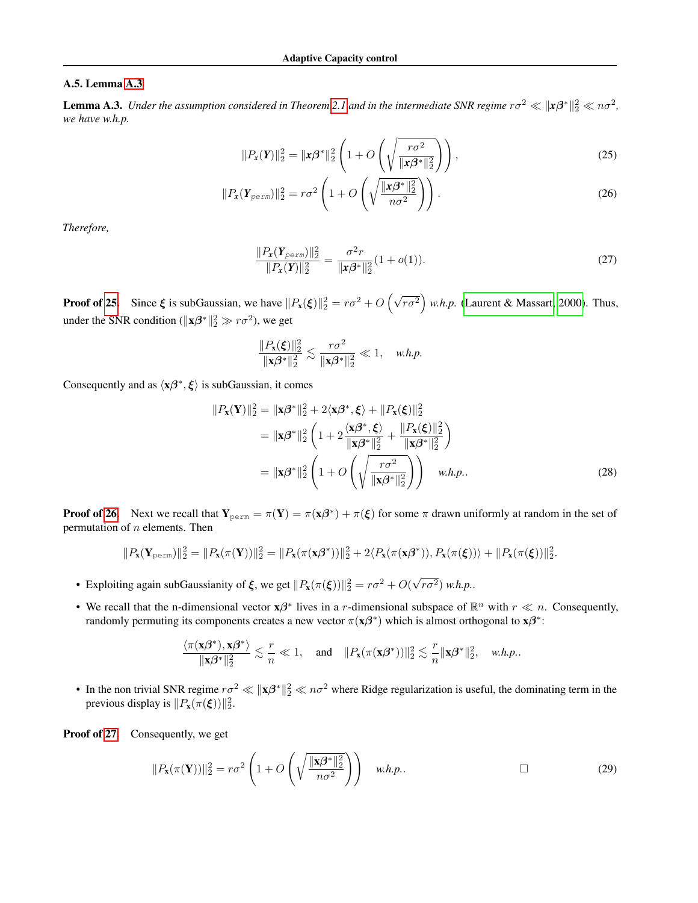### A.5. Lemma A.3

**Lemma A.3.** *Under the assumption considered in Theorem 2.1 and in the intermediate SNR regime $r\sigma^2 \ll \|\boldsymbol{x}\boldsymbol{\beta}^*\|_2^2 \ll n\sigma^2$, we have w.h.p.*

$$\|P_{\boldsymbol{x}}(\boldsymbol{Y})\|_2^2 = \|\boldsymbol{x}\boldsymbol{\beta}^*\|_2^2 \left(1 + O\left(\sqrt{\frac{r\sigma^2}{\|\boldsymbol{x}\boldsymbol{\beta}^*\|_2^2}}\right)\right), \tag{25}$$

$$\|P_{\boldsymbol{x}}(\boldsymbol{Y}_{perm})\|_2^2 = r\sigma^2 \left(1 + O\left(\sqrt{\frac{\|\boldsymbol{x}\boldsymbol{\beta}^*\|_2^2}{n\sigma^2}}\right)\right). \tag{26}$$

*Therefore,*

$$\frac{\|P_{\boldsymbol{x}}(\boldsymbol{Y}_{perm})\|_2^2}{\|P_{\boldsymbol{x}}(\boldsymbol{Y})\|_2^2} = \frac{\sigma^2 r}{\|\boldsymbol{x}\boldsymbol{\beta}^*\|_2^2}(1 + o(1)). \tag{27}$$

**Proof of 25.** Since $\boldsymbol{\xi}$ is subGaussian, we have $\|P_{\mathbf{x}}(\boldsymbol{\xi})\|_2^2 = r\sigma^2 + O\left(\sqrt{r\sigma^2}\right)$ *w.h.p.* (Laurent & Massart, 2000). Thus, under the SNR condition ($\|\mathbf{x}\boldsymbol{\beta}^*\|_2^2 \gg r\sigma^2$), we get

$$\frac{\|P_{\mathbf{x}}(\boldsymbol{\xi})\|_2^2}{\|\mathbf{x}\boldsymbol{\beta}^*\|_2^2} \lesssim \frac{r\sigma^2}{\|\mathbf{x}\boldsymbol{\beta}^*\|_2^2} \ll 1, \quad \textit{w.h.p.}$$

Consequently and as $\langle \mathbf{x}\boldsymbol{\beta}^*, \boldsymbol{\xi}\rangle$ is subGaussian, it comes

$$\begin{aligned}
\|P_{\mathbf{x}}(\mathbf{Y})\|_2^2 &= \|\mathbf{x}\boldsymbol{\beta}^*\|_2^2 + 2\langle \mathbf{x}\boldsymbol{\beta}^*, \boldsymbol{\xi}\rangle + \|P_{\mathbf{x}}(\boldsymbol{\xi})\|_2^2 \\
&= \|\mathbf{x}\boldsymbol{\beta}^*\|_2^2 \left(1 + 2\frac{\langle \mathbf{x}\boldsymbol{\beta}^*, \boldsymbol{\xi}\rangle}{\|\mathbf{x}\boldsymbol{\beta}^*\|_2^2} + \frac{\|P_{\mathbf{x}}(\boldsymbol{\xi})\|_2^2}{\|\mathbf{x}\boldsymbol{\beta}^*\|_2^2}\right) \\
&= \|\mathbf{x}\boldsymbol{\beta}^*\|_2^2 \left(1 + O\left(\sqrt{\frac{r\sigma^2}{\|\mathbf{x}\boldsymbol{\beta}^*\|_2^2}}\right)\right) \quad \textit{w.h.p.}.
\end{aligned} \tag{28}$$

**Proof of 26.** Next we recall that $\mathbf{Y}_{\mathrm{perm}} = \pi(\mathbf{Y}) = \pi(\mathbf{x}\boldsymbol{\beta}^*) + \pi(\boldsymbol{\xi})$ for some $\pi$ drawn uniformly at random in the set of permutation of $n$ elements. Then

$$\|P_{\mathbf{x}}(\mathbf{Y}_{\mathrm{perm}})\|_2^2 = \|P_{\mathbf{x}}(\pi(\mathbf{Y}))\|_2^2 = \|P_{\mathbf{x}}(\pi(\mathbf{x}\boldsymbol{\beta}^*))\|_2^2 + 2\langle P_{\mathbf{x}}(\pi(\mathbf{x}\boldsymbol{\beta}^*)), P_{\mathbf{x}}(\pi(\boldsymbol{\xi}))\rangle + \|P_{\mathbf{x}}(\pi(\boldsymbol{\xi}))\|_2^2.$$

- Exploiting again subGaussianity of $\boldsymbol{\xi}$, we get $\|P_{\mathbf{x}}(\pi(\boldsymbol{\xi}))\|_2^2 = r\sigma^2 + O(\sqrt{r\sigma^2})$ *w.h.p.*.
- We recall that the n-dimensional vector $\mathbf{x}\boldsymbol{\beta}^*$ lives in a $r$-dimensional subspace of $\mathbb{R}^n$ with $r \ll n$. Consequently, randomly permuting its components creates a new vector $\pi(\mathbf{x}\boldsymbol{\beta}^*)$ which is almost orthogonal to $\mathbf{x}\boldsymbol{\beta}^*$:

$$\frac{\langle \pi(\mathbf{x}\boldsymbol{\beta}^*), \mathbf{x}\boldsymbol{\beta}^*\rangle}{\|\mathbf{x}\boldsymbol{\beta}^*\|_2^2} \lesssim \frac{r}{n} \ll 1, \quad \text{and} \quad \|P_{\mathbf{x}}(\pi(\mathbf{x}\boldsymbol{\beta}^*))\|_2^2 \lesssim \frac{r}{n}\|\mathbf{x}\boldsymbol{\beta}^*\|_2^2, \quad \textit{w.h.p.}.$$

- In the non trivial SNR regime $r\sigma^2 \ll \|\mathbf{x}\boldsymbol{\beta}^*\|_2^2 \ll n\sigma^2$ where Ridge regularization is useful, the dominating term in the previous display is $\|P_{\mathbf{x}}(\pi(\boldsymbol{\xi}))\|_2^2$.

**Proof of 27.** Consequently, we get

$$\|P_{\mathbf{x}}(\pi(\mathbf{Y}))\|_2^2 = r\sigma^2 \left(1 + O\left(\sqrt{\frac{\|\mathbf{x}\boldsymbol{\beta}^*\|_2^2}{n\sigma^2}}\right)\right) \quad \textit{w.h.p.}. \qquad \square \tag{29}$$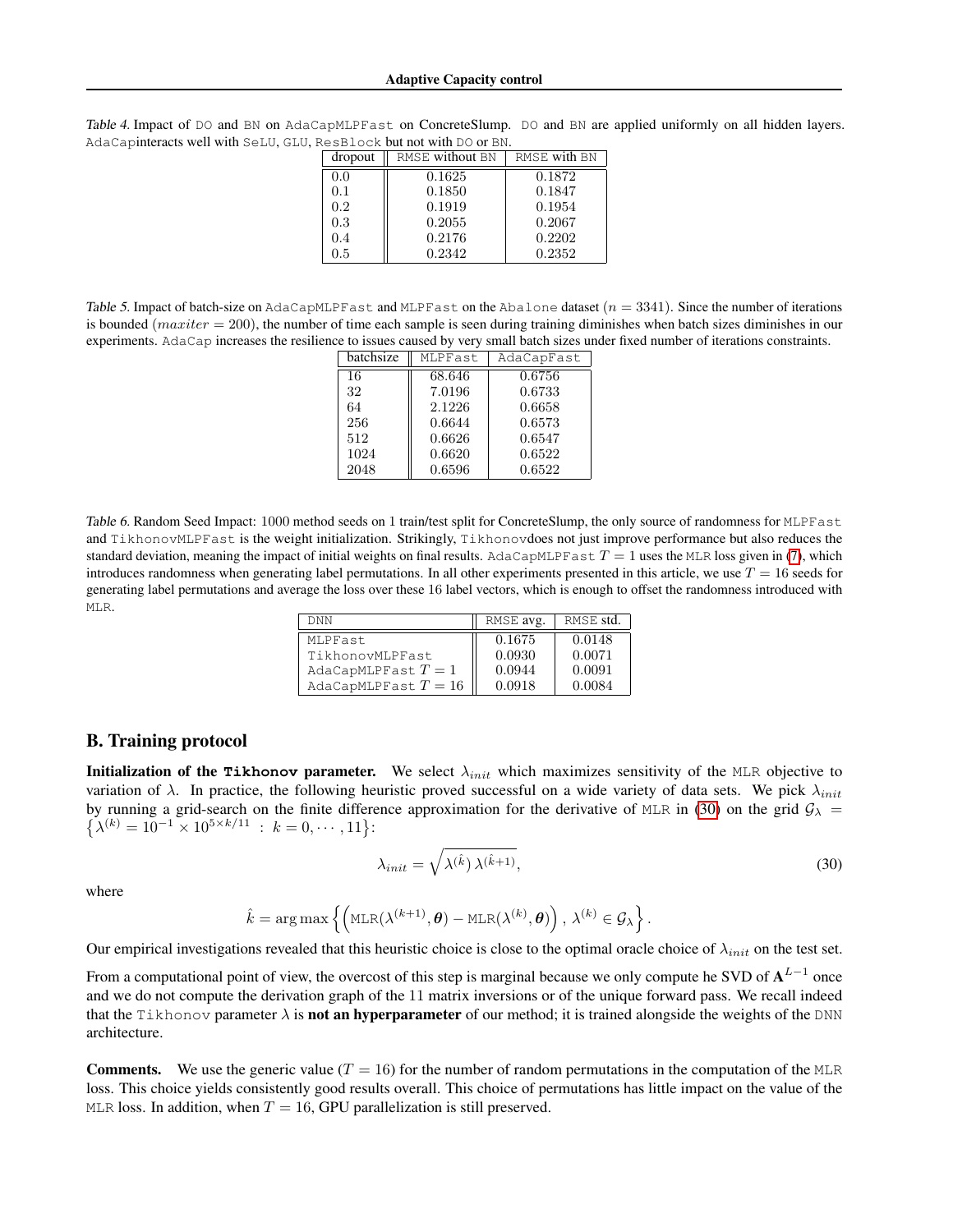*Table 4.* Impact of DO and BN on AdaCapMLPFast on ConcreteSlump. DO and BN are applied uniformly on all hidden layers. AdaCapinteracts well with SeLU, GLU, ResBlock but not with DO or BN.

| dropout | RMSE without BN | RMSE with BN |
|---|---|---|
| 0.0 | 0.1625 | 0.1872 |
| 0.1 | 0.1850 | 0.1847 |
| 0.2 | 0.1919 | 0.1954 |
| 0.3 | 0.2055 | 0.2067 |
| 0.4 | 0.2176 | 0.2202 |
| 0.5 | 0.2342 | 0.2352 |

*Table 5.* Impact of batch-size on AdaCapMLPFast and MLPFast on the Abalone dataset ($n = 3341$). Since the number of iterations is bounded ($maxiter = 200$), the number of time each sample is seen during training diminishes when batch sizes diminishes in our experiments. AdaCap increases the resilience to issues caused by very small batch sizes under fixed number of iterations constraints.

| batchsize | MLPFast | AdaCapFast |
|---|---|---|
| 16 | 68.646 | 0.6756 |
| 32 | 7.0196 | 0.6733 |
| 64 | 2.1226 | 0.6658 |
| 256 | 0.6644 | 0.6573 |
| 512 | 0.6626 | 0.6547 |
| 1024 | 0.6620 | 0.6522 |
| 2048 | 0.6596 | 0.6522 |

*Table 6.* Random Seed Impact: 1000 method seeds on 1 train/test split for ConcreteSlump, the only source of randomness for MLPFast and TikhonovMLPFast is the weight initialization. Strikingly, Tikhonovdoes not just improve performance but also reduces the standard deviation, meaning the impact of initial weights on final results. AdaCapMLPFast $T = 1$ uses the MLR loss given in (7), which introduces randomness when generating label permutations. In all other experiments presented in this article, we use $T = 16$ seeds for generating label permutations and average the loss over these 16 label vectors, which is enough to offset the randomness introduced with MLR.

| DNN | RMSE avg. | RMSE std. |
|---|---|---|
| MLPFast | 0.1675 | 0.0148 |
| TikhonovMLPFast | 0.0930 | 0.0071 |
| AdaCapMLPFast $T = 1$ | 0.0944 | 0.0091 |
| AdaCapMLPFast $T = 16$ | 0.0918 | 0.0084 |

## B. Training protocol

**Initialization of the Tikhonov parameter.** We select $\lambda_{init}$ which maximizes sensitivity of the MLR objective to variation of $\lambda$. In practice, the following heuristic proved successful on a wide variety of data sets. We pick $\lambda_{init}$ by running a grid-search on the finite difference approximation for the derivative of MLR in (30) on the grid $\mathcal{G}_\lambda = \left\{\lambda^{(k)} = 10^{-1} \times 10^{5\times k/11} \;:\; k = 0, \cdots, 11\right\}$:

$$\lambda_{init} = \sqrt{\lambda^{(\hat{k})}\,\lambda^{(\hat{k}+1)}}, \tag{30}$$

where

$$\hat{k} = \arg\max\left\{\left(\text{MLR}(\lambda^{(k+1)}, \boldsymbol{\theta}) - \text{MLR}(\lambda^{(k)}, \boldsymbol{\theta})\right),\ \lambda^{(k)} \in \mathcal{G}_\lambda\right\}.$$

Our empirical investigations revealed that this heuristic choice is close to the optimal oracle choice of $\lambda_{init}$ on the test set.

From a computational point of view, the overcost of this step is marginal because we only compute he SVD of $\mathbf{A}^{L-1}$ once and we do not compute the derivation graph of the 11 matrix inversions or of the unique forward pass. We recall indeed that the Tikhonov parameter $\lambda$ is **not an hyperparameter** of our method; it is trained alongside the weights of the DNN architecture.

**Comments.** We use the generic value ($T = 16$) for the number of random permutations in the computation of the MLR loss. This choice yields consistently good results overall. This choice of permutations has little impact on the value of the MLR loss. In addition, when $T = 16$, GPU parallelization is still preserved.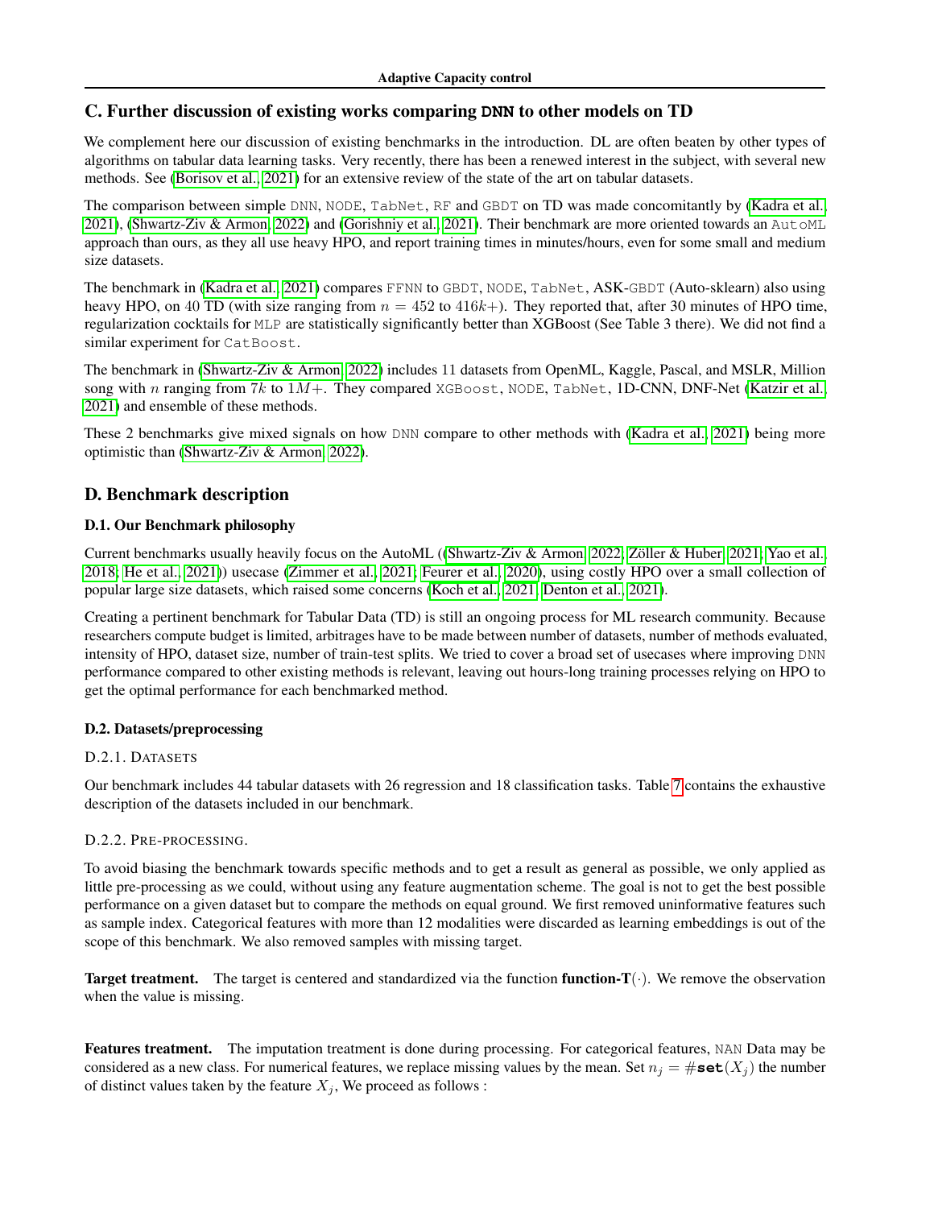## C. Further discussion of existing works comparing DNN to other models on TD

We complement here our discussion of existing benchmarks in the introduction. DL are often beaten by other types of algorithms on tabular data learning tasks. Very recently, there has been a renewed interest in the subject, with several new methods. See (Borisov et al., 2021) for an extensive review of the state of the art on tabular datasets.

The comparison between simple DNN, NODE, TabNet, RF and GBDT on TD was made concomitantly by (Kadra et al., 2021), (Shwartz-Ziv & Armon, 2022) and (Gorishniy et al., 2021). Their benchmark are more oriented towards an AutoML approach than ours, as they all use heavy HPO, and report training times in minutes/hours, even for some small and medium size datasets.

The benchmark in (Kadra et al., 2021) compares FFNN to GBDT, NODE, TabNet, ASK-GBDT (Auto-sklearn) also using heavy HPO, on 40 TD (with size ranging from $n = 452$ to $416k+$). They reported that, after 30 minutes of HPO time, regularization cocktails for MLP are statistically significantly better than XGBoost (See Table 3 there). We did not find a similar experiment for CatBoost.

The benchmark in (Shwartz-Ziv & Armon, 2022) includes 11 datasets from OpenML, Kaggle, Pascal, and MSLR, Million song with $n$ ranging from $7k$ to $1M+$. They compared XGBoost, NODE, TabNet, 1D-CNN, DNF-Net (Katzir et al., 2021) and ensemble of these methods.

These 2 benchmarks give mixed signals on how DNN compare to other methods with (Kadra et al., 2021) being more optimistic than (Shwartz-Ziv & Armon, 2022).

## D. Benchmark description

### D.1. Our Benchmark philosophy

Current benchmarks usually heavily focus on the AutoML ((Shwartz-Ziv & Armon, 2022; Zöller & Huber, 2021; Yao et al., 2018; He et al., 2021)) usecase (Zimmer et al., 2021; Feurer et al., 2020), using costly HPO over a small collection of popular large size datasets, which raised some concerns (Koch et al., 2021; Denton et al., 2021).

Creating a pertinent benchmark for Tabular Data (TD) is still an ongoing process for ML research community. Because researchers compute budget is limited, arbitrages have to be made between number of datasets, number of methods evaluated, intensity of HPO, dataset size, number of train-test splits. We tried to cover a broad set of usecases where improving DNN performance compared to other existing methods is relevant, leaving out hours-long training processes relying on HPO to get the optimal performance for each benchmarked method.

### D.2. Datasets/preprocessing

#### D.2.1. Datasets

Our benchmark includes 44 tabular datasets with 26 regression and 18 classification tasks. Table 7 contains the exhaustive description of the datasets included in our benchmark.

#### D.2.2. Pre-processing.

To avoid biasing the benchmark towards specific methods and to get a result as general as possible, we only applied as little pre-processing as we could, without using any feature augmentation scheme. The goal is not to get the best possible performance on a given dataset but to compare the methods on equal ground. We first removed uninformative features such as sample index. Categorical features with more than 12 modalities were discarded as learning embeddings is out of the scope of this benchmark. We also removed samples with missing target.

**Target treatment.** The target is centered and standardized via the function **function-T**$(\cdot)$. We remove the observation when the value is missing.

**Features treatment.** The imputation treatment is done during processing. For categorical features, NAN Data may be considered as a new class. For numerical features, we replace missing values by the mean. Set $n_j = \#\mathbf{set}(X_j)$ the number of distinct values taken by the feature $X_j$, We proceed as follows :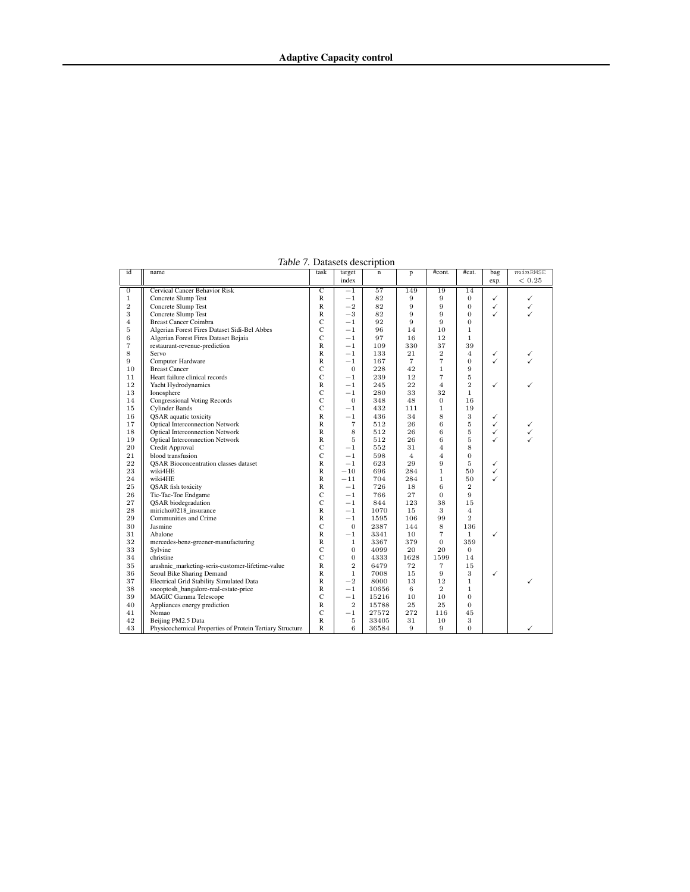*Table 7.* Datasets description

| id | name | task | target index | n | p | #cont. | #cat. | bag exp. | $min$RMSE $< 0.25$ |
|---|---|---|---|---|---|---|---|---|---|
| 0 | Cervical Cancer Behavior Risk | C | $-1$ | 57 | 149 | 19 | 14 | | |
| 1 | Concrete Slump Test | R | $-1$ | 82 | 9 | 9 | 0 | ✓ | ✓ |
| 2 | Concrete Slump Test | R | $-2$ | 82 | 9 | 9 | 0 | ✓ | ✓ |
| 3 | Concrete Slump Test | R | $-3$ | 82 | 9 | 9 | 0 | ✓ | ✓ |
| 4 | Breast Cancer Coimbra | C | $-1$ | 92 | 9 | 9 | 0 | | |
| 5 | Algerian Forest Fires Dataset Sidi-Bel Abbes | C | $-1$ | 96 | 14 | 10 | 1 | | |
| 6 | Algerian Forest Fires Dataset Bejaia | C | $-1$ | 97 | 16 | 12 | 1 | | |
| 7 | restaurant-revenue-prediction | R | $-1$ | 109 | 330 | 37 | 39 | | |
| 8 | Servo | R | $-1$ | 133 | 21 | 2 | 4 | ✓ | ✓ |
| 9 | Computer Hardware | R | $-1$ | 167 | 7 | 7 | 0 | ✓ | ✓ |
| 10 | Breast Cancer | C | 0 | 228 | 42 | 1 | 9 | | |
| 11 | Heart failure clinical records | C | $-1$ | 239 | 12 | 7 | 5 | | |
| 12 | Yacht Hydrodynamics | R | $-1$ | 245 | 22 | 4 | 2 | ✓ | ✓ |
| 13 | Ionosphere | C | $-1$ | 280 | 33 | 32 | 1 | | |
| 14 | Congressional Voting Records | C | 0 | 348 | 48 | 0 | 16 | | |
| 15 | Cylinder Bands | C | $-1$ | 432 | 111 | 1 | 19 | | |
| 16 | QSAR aquatic toxicity | R | $-1$ | 436 | 34 | 8 | 3 | ✓ | |
| 17 | Optical Interconnection Network | R | 7 | 512 | 26 | 6 | 5 | ✓ | ✓ |
| 18 | Optical Interconnection Network | R | 8 | 512 | 26 | 6 | 5 | ✓ | ✓ |
| 19 | Optical Interconnection Network | R | 5 | 512 | 26 | 6 | 5 | ✓ | ✓ |
| 20 | Credit Approval | C | $-1$ | 552 | 31 | 4 | 8 | | |
| 21 | blood transfusion | C | $-1$ | 598 | 4 | 4 | 0 | | |
| 22 | QSAR Bioconcentration classes dataset | R | $-1$ | 623 | 29 | 9 | 5 | ✓ | |
| 23 | wiki4HE | R | $-10$ | 696 | 284 | 1 | 50 | ✓ | |
| 24 | wiki4HE | R | $-11$ | 704 | 284 | 1 | 50 | ✓ | |
| 25 | QSAR fish toxicity | R | $-1$ | 726 | 18 | 6 | 2 | | |
| 26 | Tic-Tac-Toe Endgame | C | $-1$ | 766 | 27 | 0 | 9 | | |
| 27 | QSAR biodegradation | C | $-1$ | 844 | 123 | 38 | 15 | | |
| 28 | mirichoi0218_insurance | R | $-1$ | 1070 | 15 | 3 | 4 | | |
| 29 | Communities and Crime | R | $-1$ | 1595 | 106 | 99 | 2 | | |
| 30 | Jasmine | C | 0 | 2387 | 144 | 8 | 136 | | |
| 31 | Abalone | R | $-1$ | 3341 | 10 | 7 | 1 | ✓ | |
| 32 | mercedes-benz-greener-manufacturing | R | 1 | 3367 | 379 | 0 | 359 | | |
| 33 | Sylvine | C | 0 | 4099 | 20 | 20 | 0 | | |
| 34 | christine | C | 0 | 4333 | 1628 | 1599 | 14 | | |
| 35 | arashnic_marketing-seris-customer-lifetime-value | R | 2 | 6479 | 72 | 7 | 15 | | |
| 36 | Seoul Bike Sharing Demand | R | 1 | 7008 | 15 | 9 | 3 | ✓ | |
| 37 | Electrical Grid Stability Simulated Data | R | $-2$ | 8000 | 13 | 12 | 1 | | ✓ |
| 38 | snooptosh_bangalore-real-estate-price | R | $-1$ | 10656 | 6 | 2 | 1 | | |
| 39 | MAGIC Gamma Telescope | C | $-1$ | 15216 | 10 | 10 | 0 | | |
| 40 | Appliances energy prediction | R | 2 | 15788 | 25 | 25 | 0 | | |
| 41 | Nomao | C | $-1$ | 27572 | 272 | 116 | 45 | | |
| 42 | Beijing PM2.5 Data | R | 5 | 33405 | 31 | 10 | 3 | | |
| 43 | Physicochemical Properties of Protein Tertiary Structure | R | 6 | 36584 | 9 | 9 | 0 | | ✓ |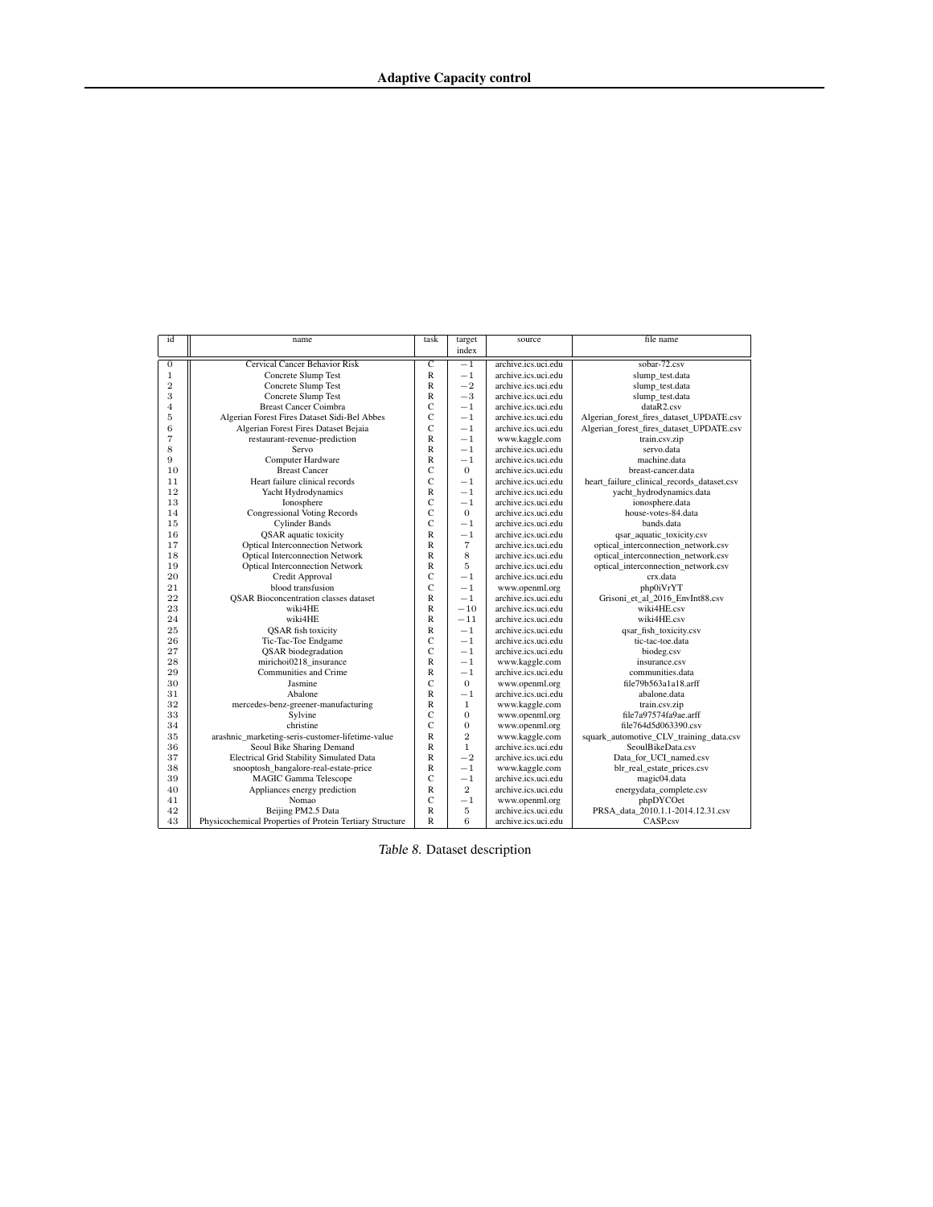| id | name | task | target index | source | file name |
|---|---|---|---|---|---|
| 0 | Cervical Cancer Behavior Risk | C | $-1$ | archive.ics.uci.edu | sobar-72.csv |
| 1 | Concrete Slump Test | R | $-1$ | archive.ics.uci.edu | slump_test.data |
| 2 | Concrete Slump Test | R | $-2$ | archive.ics.uci.edu | slump_test.data |
| 3 | Concrete Slump Test | R | $-3$ | archive.ics.uci.edu | slump_test.data |
| 4 | Breast Cancer Coimbra | C | $-1$ | archive.ics.uci.edu | dataR2.csv |
| 5 | Algerian Forest Fires Dataset Sidi-Bel Abbes | C | $-1$ | archive.ics.uci.edu | Algerian_forest_fires_dataset_UPDATE.csv |
| 6 | Algerian Forest Fires Dataset Bejaia | C | $-1$ | archive.ics.uci.edu | Algerian_forest_fires_dataset_UPDATE.csv |
| 7 | restaurant-revenue-prediction | R | $-1$ | www.kaggle.com | train.csv.zip |
| 8 | Servo | R | $-1$ | archive.ics.uci.edu | servo.data |
| 9 | Computer Hardware | R | $-1$ | archive.ics.uci.edu | machine.data |
| 10 | Breast Cancer | C | $0$ | archive.ics.uci.edu | breast-cancer.data |
| 11 | Heart failure clinical records | C | $-1$ | archive.ics.uci.edu | heart_failure_clinical_records_dataset.csv |
| 12 | Yacht Hydrodynamics | R | $-1$ | archive.ics.uci.edu | yacht_hydrodynamics.data |
| 13 | Ionosphere | C | $-1$ | archive.ics.uci.edu | ionosphere.data |
| 14 | Congressional Voting Records | C | $0$ | archive.ics.uci.edu | house-votes-84.data |
| 15 | Cylinder Bands | C | $-1$ | archive.ics.uci.edu | bands.data |
| 16 | QSAR aquatic toxicity | R | $-1$ | archive.ics.uci.edu | qsar_aquatic_toxicity.csv |
| 17 | Optical Interconnection Network | R | $7$ | archive.ics.uci.edu | optical_interconnection_network.csv |
| 18 | Optical Interconnection Network | R | $8$ | archive.ics.uci.edu | optical_interconnection_network.csv |
| 19 | Optical Interconnection Network | R | $5$ | archive.ics.uci.edu | optical_interconnection_network.csv |
| 20 | Credit Approval | C | $-1$ | archive.ics.uci.edu | crx.data |
| 21 | blood transfusion | C | $-1$ | www.openml.org | php0iVrYT |
| 22 | QSAR Bioconcentration classes dataset | R | $-1$ | archive.ics.uci.edu | Grisoni_et_al_2016_EnvInt88.csv |
| 23 | wiki4HE | R | $-10$ | archive.ics.uci.edu | wiki4HE.csv |
| 24 | wiki4HE | R | $-11$ | archive.ics.uci.edu | wiki4HE.csv |
| 25 | QSAR fish toxicity | R | $-1$ | archive.ics.uci.edu | qsar_fish_toxicity.csv |
| 26 | Tic-Tac-Toe Endgame | C | $-1$ | archive.ics.uci.edu | tic-tac-toe.data |
| 27 | QSAR biodegradation | C | $-1$ | archive.ics.uci.edu | biodeg.csv |
| 28 | mirichoi0218_insurance | R | $-1$ | www.kaggle.com | insurance.csv |
| 29 | Communities and Crime | R | $-1$ | archive.ics.uci.edu | communities.data |
| 30 | Jasmine | C | $0$ | www.openml.org | file79b563a1a18.arff |
| 31 | Abalone | R | $-1$ | archive.ics.uci.edu | abalone.data |
| 32 | mercedes-benz-greener-manufacturing | R | $1$ | www.kaggle.com | train.csv.zip |
| 33 | Sylvine | C | $0$ | www.openml.org | file7a97574fa9ae.arff |
| 34 | christine | C | $0$ | www.openml.org | file764d5d063390.csv |
| 35 | arashnic_marketing-seris-customer-lifetime-value | R | $2$ | www.kaggle.com | squark_automotive_CLV_training_data.csv |
| 36 | Seoul Bike Sharing Demand | R | $1$ | archive.ics.uci.edu | SeoulBikeData.csv |
| 37 | Electrical Grid Stability Simulated Data | R | $-2$ | archive.ics.uci.edu | Data_for_UCI_named.csv |
| 38 | snooptosh_bangalore-real-estate-price | R | $-1$ | www.kaggle.com | blr_real_estate_prices.csv |
| 39 | MAGIC Gamma Telescope | C | $-1$ | archive.ics.uci.edu | magic04.data |
| 40 | Appliances energy prediction | R | $2$ | archive.ics.uci.edu | energydata_complete.csv |
| 41 | Nomao | C | $-1$ | www.openml.org | phpDYCOet |
| 42 | Beijing PM2.5 Data | R | $5$ | archive.ics.uci.edu | PRSA_data_2010.1.1-2014.12.31.csv |
| 43 | Physicochemical Properties of Protein Tertiary Structure | R | $6$ | archive.ics.uci.edu | CASP.csv |

*Table 8.* Dataset description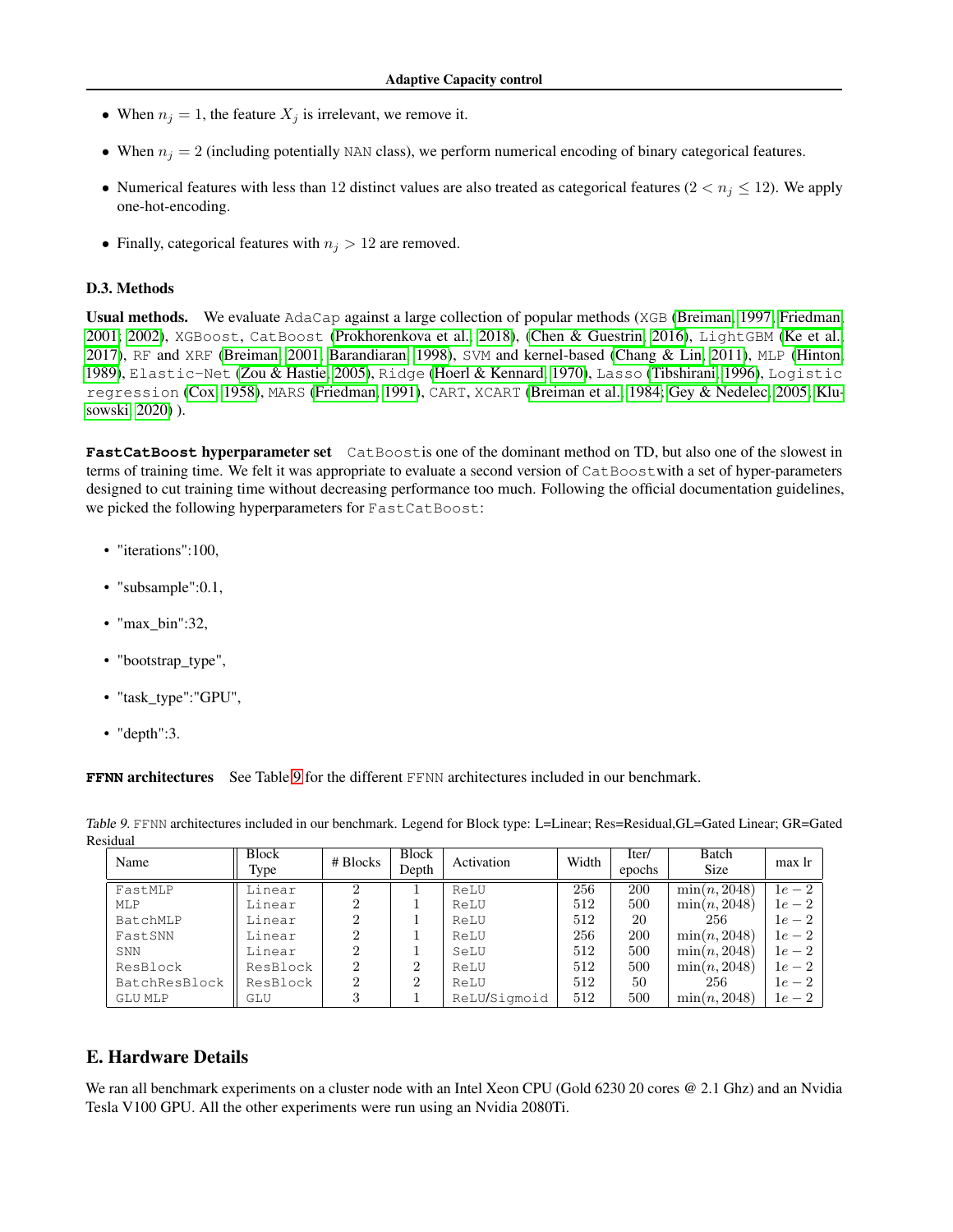- When $n_j = 1$, the feature $X_j$ is irrelevant, we remove it.
- When $n_j = 2$ (including potentially NAN class), we perform numerical encoding of binary categorical features.
- Numerical features with less than 12 distinct values are also treated as categorical features ($2 < n_j \leq 12$). We apply one-hot-encoding.
- Finally, categorical features with $n_j > 12$ are removed.

### D.3. Methods

**Usual methods.** We evaluate AdaCap against a large collection of popular methods (XGB (Breiman, 1997; Friedman, 2001; 2002), XGBoost, CatBoost (Prokhorenkova et al., 2018), (Chen & Guestrin, 2016), LightGBM (Ke et al., 2017), RF and XRF (Breiman, 2001; Barandiaran, 1998), SVM and kernel-based (Chang & Lin, 2011), MLP (Hinton, 1989), Elastic-Net (Zou & Hastie, 2005), Ridge (Hoerl & Kennard, 1970), Lasso (Tibshirani, 1996), Logistic regression (Cox, 1958), MARS (Friedman, 1991), CART, XCART (Breiman et al., 1984; Gey & Nedelec, 2005; Klusowski, 2020) ).

**FastCatBoost hyperparameter set** CatBoostis one of the dominant method on TD, but also one of the slowest in terms of training time. We felt it was appropriate to evaluate a second version of CatBoostwith a set of hyper-parameters designed to cut training time without decreasing performance too much. Following the official documentation guidelines, we picked the following hyperparameters for FastCatBoost:

- "iterations":100,
- "subsample":0.1,
- "max_bin":32,
- "bootstrap_type",
- "task_type":"GPU",
- "depth":3.

**FFNN architectures** See Table 9 for the different FFNN architectures included in our benchmark.

*Table 9.* FFNN architectures included in our benchmark. Legend for Block type: L=Linear; Res=Residual,GL=Gated Linear; GR=Gated Residual

| Name | Block Type | # Blocks | Block Depth | Activation | Width | Iter/ epochs | Batch Size | max lr |
|---|---|---|---|---|---|---|---|---|
| FastMLP | Linear | 2 | 1 | ReLU | 256 | 200 | $\min(n, 2048)$ | $1e-2$ |
| MLP | Linear | 2 | 1 | ReLU | 512 | 500 | $\min(n, 2048)$ | $1e-2$ |
| BatchMLP | Linear | 2 | 1 | ReLU | 512 | 20 | 256 | $1e-2$ |
| FastSNN | Linear | 2 | 1 | ReLU | 256 | 200 | $\min(n, 2048)$ | $1e-2$ |
| SNN | Linear | 2 | 1 | SeLU | 512 | 500 | $\min(n, 2048)$ | $1e-2$ |
| ResBlock | ResBlock | 2 | 2 | ReLU | 512 | 500 | $\min(n, 2048)$ | $1e-2$ |
| BatchResBlock | ResBlock | 2 | 2 | ReLU | 512 | 50 | 256 | $1e-2$ |
| GLU MLP | GLU | 3 | 1 | ReLU/Sigmoid | 512 | 500 | $\min(n, 2048)$ | $1e-2$ |

## E. Hardware Details

We ran all benchmark experiments on a cluster node with an Intel Xeon CPU (Gold 6230 20 cores @ 2.1 Ghz) and an Nvidia Tesla V100 GPU. All the other experiments were run using an Nvidia 2080Ti.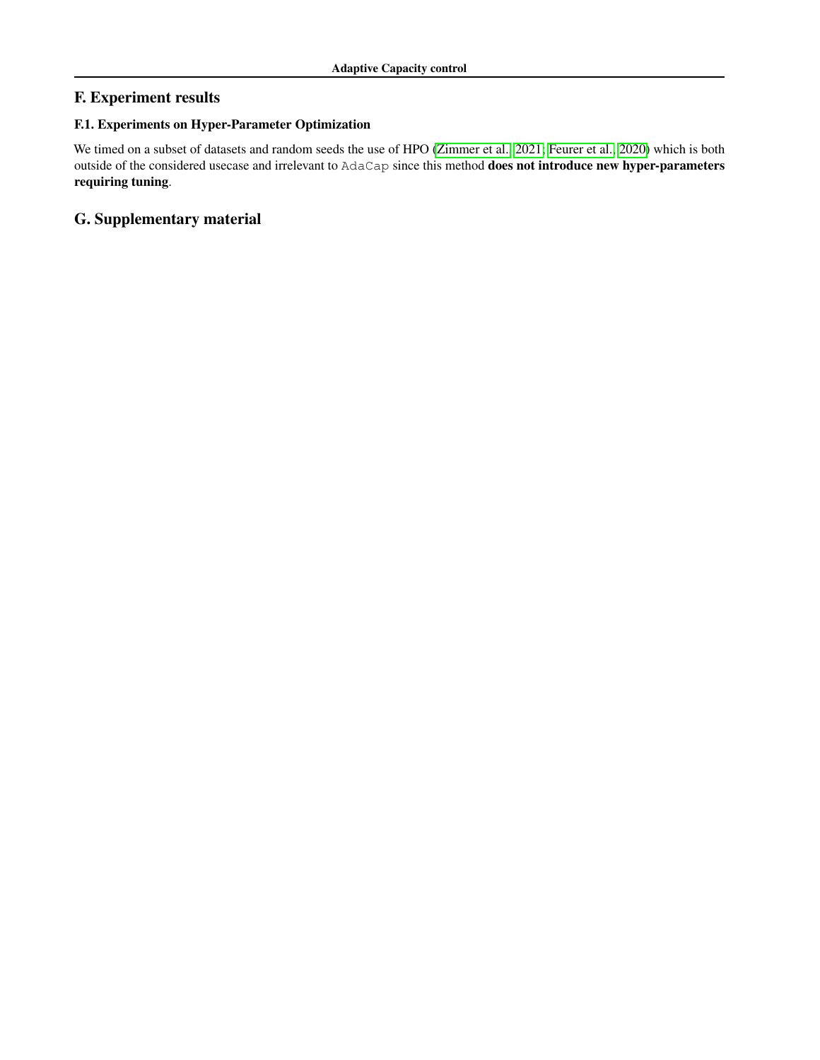# F. Experiment results

## F.1. Experiments on Hyper-Parameter Optimization

We timed on a subset of datasets and random seeds the use of HPO (Zimmer et al., 2021; Feurer et al., 2020) which is both outside of the considered usecase and irrelevant to `AdaCap` since this method **does not introduce new hyper-parameters requiring tuning**.

# G. Supplementary material